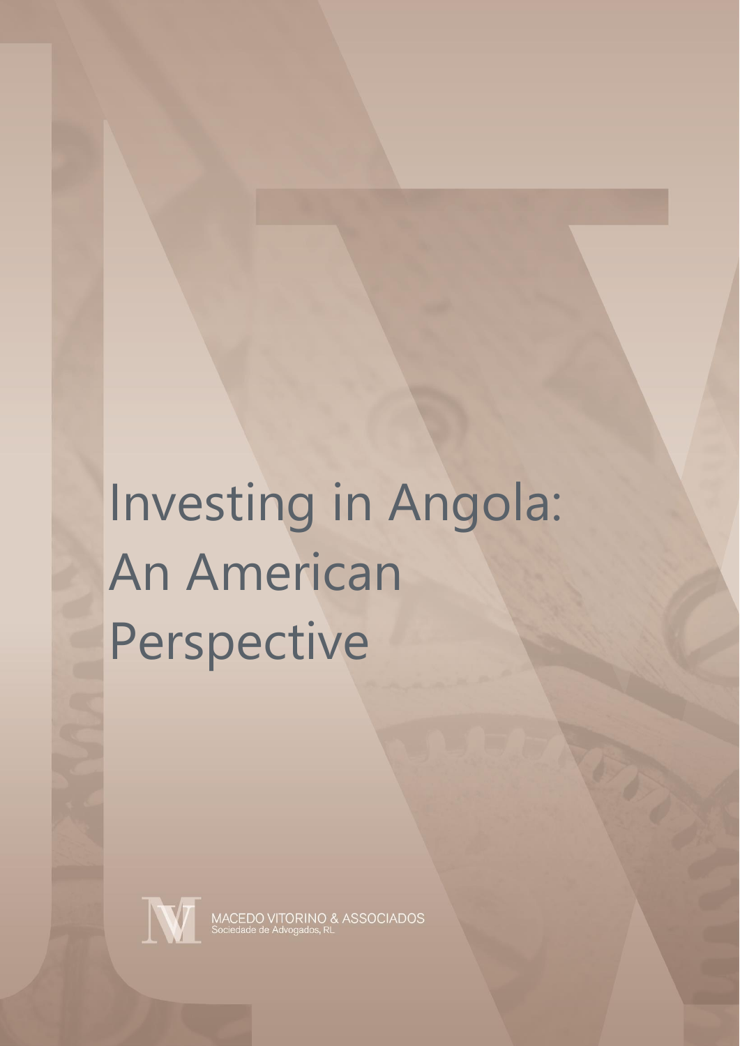# Investing in Angola: An American Perspective

MACEDO VITORINO & ASSOCIADOS
Sociedade de Advogados, RL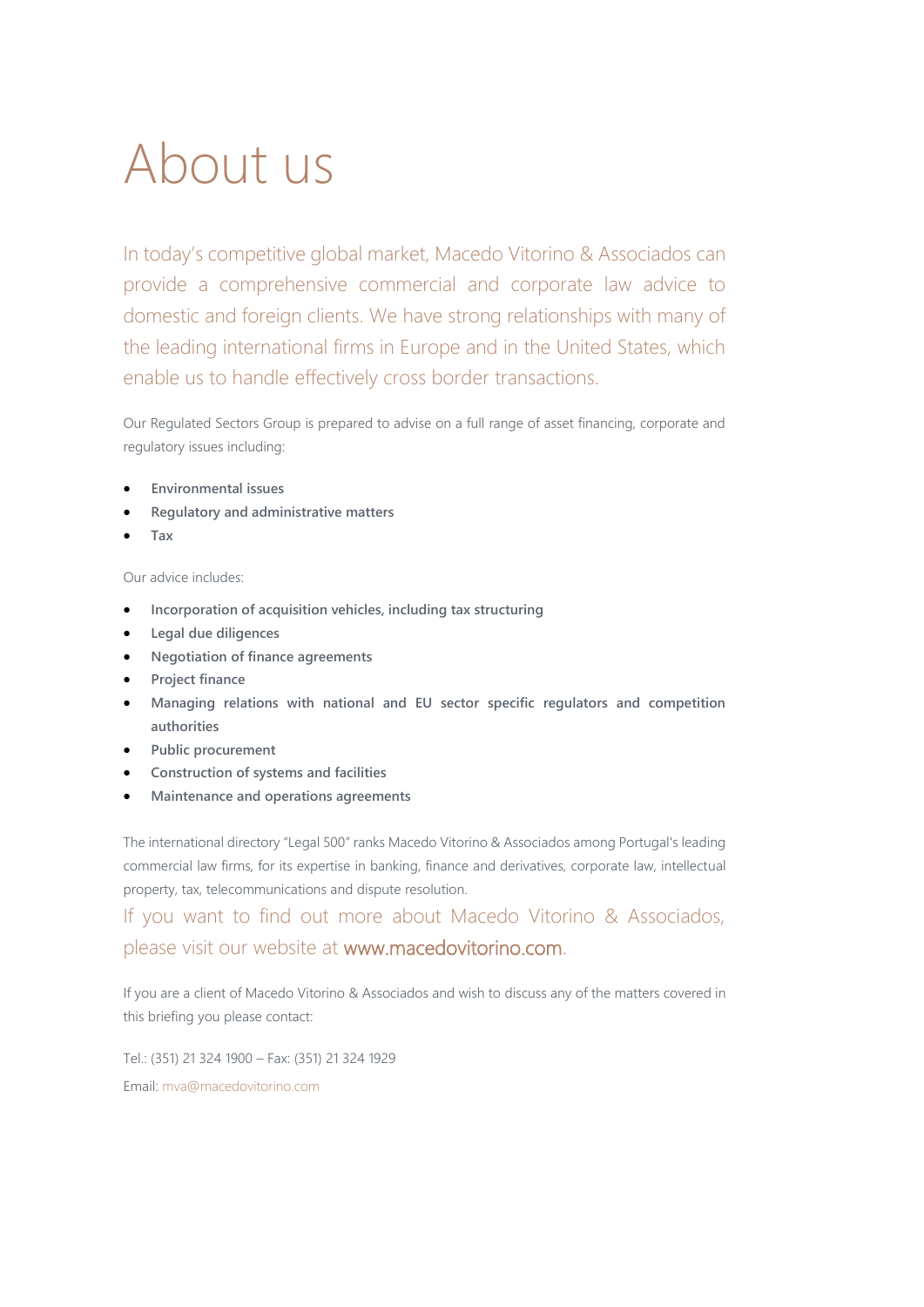# About us

In today's competitive global market, Macedo Vitorino & Associados can provide a comprehensive commercial and corporate law advice to domestic and foreign clients. We have strong relationships with many of the leading international firms in Europe and in the United States, which enable us to handle effectively cross border transactions.

Our Regulated Sectors Group is prepared to advise on a full range of asset financing, corporate and regulatory issues including:

- **Environmental issues**
- **Regulatory and administrative matters**
- **Tax**

Our advice includes:

- **Incorporation of acquisition vehicles, including tax structuring**
- **Legal due diligences**
- **Negotiation of finance agreements**
- **Project finance**
- **Managing relations with national and EU sector specific regulators and competition authorities**
- **Public procurement**
- **Construction of systems and facilities**
- **Maintenance and operations agreements**

The international directory "Legal 500" ranks Macedo Vitorino & Associados among Portugal's leading commercial law firms, for its expertise in banking, finance and derivatives, corporate law, intellectual property, tax, telecommunications and dispute resolution.

If you want to find out more about Macedo Vitorino & Associados, please visit our website at www.macedovitorino.com.

If you are a client of Macedo Vitorino & Associados and wish to discuss any of the matters covered in this briefing you please contact:

Tel.: (351) 21 324 1900 – Fax: (351) 21 324 1929

Email: mva@macedovitorino.com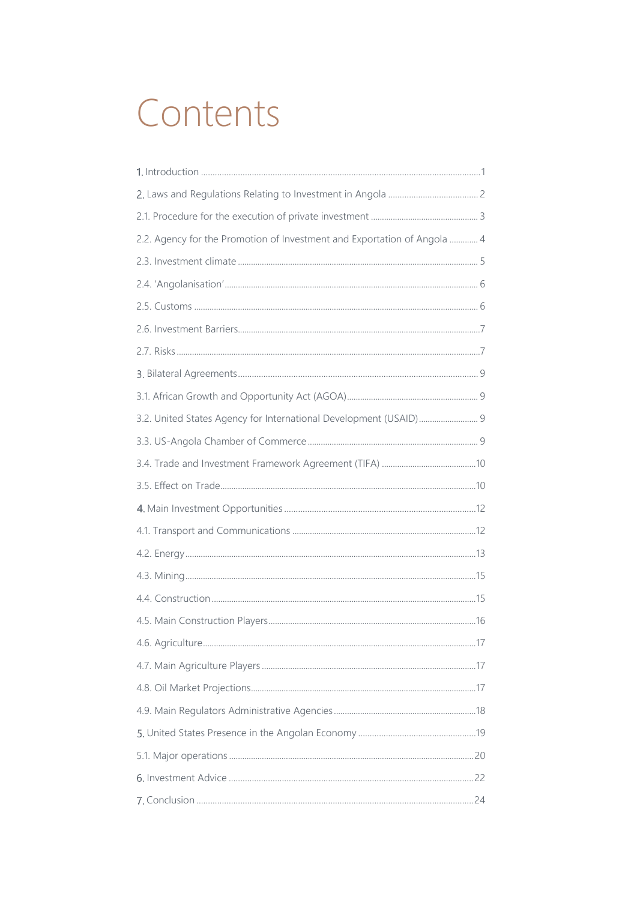# Contents

1. Introduction ............................................................................................................1

2. Laws and Regulations Relating to Investment in Angola ........................................2

2.1. Procedure for the execution of private investment ................................................3

2.2. Agency for the Promotion of Investment and Exportation of Angola .............4

2.3. Investment climate ...............................................................................................5

2.4. 'Angolanisation' .....................................................................................................6

2.5. Customs ...............................................................................................................6

2.6. Investment Barriers................................................................................................7

2.7. Risks ......................................................................................................................7

3. Bilateral Agreements...............................................................................................9

3.1. African Growth and Opportunity Act (AGOA)..........................................................9

3.2. United States Agency for International Development (USAID)..........................9

3.3. US-Angola Chamber of Commerce ..........................................................................9

3.4. Trade and Investment Framework Agreement (TIFA) ...........................................10

3.5. Effect on Trade.......................................................................................................10

4. Main Investment Opportunities ............................................................................12

4.1. Transport and Communications ............................................................................12

4.2. Energy ..................................................................................................................13

4.3. Mining...................................................................................................................15

4.4. Construction .........................................................................................................15

4.5. Main Construction Players....................................................................................16

4.6. Agriculture............................................................................................................17

4.7. Main Agriculture Players .......................................................................................17

4.8. Oil Market Projections..........................................................................................17

4.9. Main Regulators Administrative Agencies.............................................................18

5. United States Presence in the Angolan Economy ....................................................19

5.1. Major operations ...................................................................................................20

6. Investment Advice ..................................................................................................22

7. Conclusion ..............................................................................................................24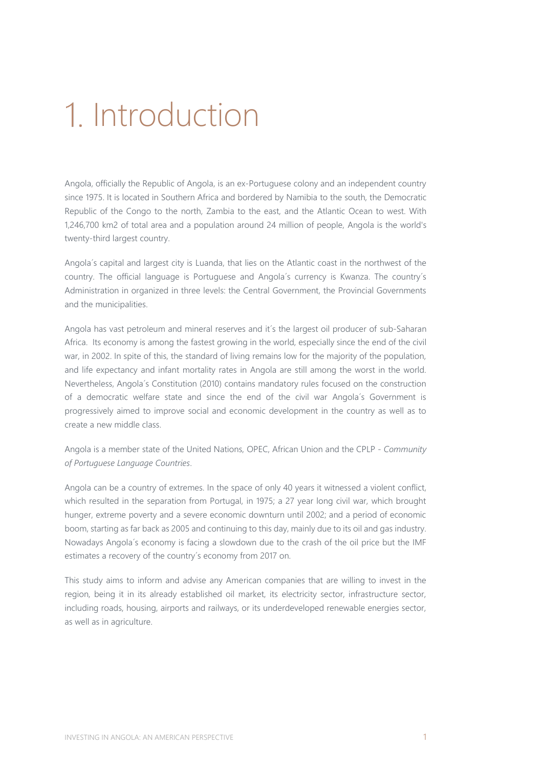# 1. Introduction

Angola, officially the Republic of Angola, is an ex-Portuguese colony and an independent country since 1975. It is located in Southern Africa and bordered by Namibia to the south, the Democratic Republic of the Congo to the north, Zambia to the east, and the Atlantic Ocean to west. With 1,246,700 km2 of total area and a population around 24 million of people, Angola is the world's twenty-third largest country.

Angola´s capital and largest city is Luanda, that lies on the Atlantic coast in the northwest of the country. The official language is Portuguese and Angola´s currency is Kwanza. The country´s Administration in organized in three levels: the Central Government, the Provincial Governments and the municipalities.

Angola has vast petroleum and mineral reserves and it´s the largest oil producer of sub-Saharan Africa. Its economy is among the fastest growing in the world, especially since the end of the civil war, in 2002. In spite of this, the standard of living remains low for the majority of the population, and life expectancy and infant mortality rates in Angola are still among the worst in the world. Nevertheless, Angola´s Constitution (2010) contains mandatory rules focused on the construction of a democratic welfare state and since the end of the civil war Angola´s Government is progressively aimed to improve social and economic development in the country as well as to create a new middle class.

Angola is a member state of the United Nations, OPEC, African Union and the CPLP - *Community of Portuguese Language Countries*.

Angola can be a country of extremes. In the space of only 40 years it witnessed a violent conflict, which resulted in the separation from Portugal, in 1975; a 27 year long civil war, which brought hunger, extreme poverty and a severe economic downturn until 2002; and a period of economic boom, starting as far back as 2005 and continuing to this day, mainly due to its oil and gas industry. Nowadays Angola´s economy is facing a slowdown due to the crash of the oil price but the IMF estimates a recovery of the country´s economy from 2017 on.

This study aims to inform and advise any American companies that are willing to invest in the region, being it in its already established oil market, its electricity sector, infrastructure sector, including roads, housing, airports and railways, or its underdeveloped renewable energies sector, as well as in agriculture.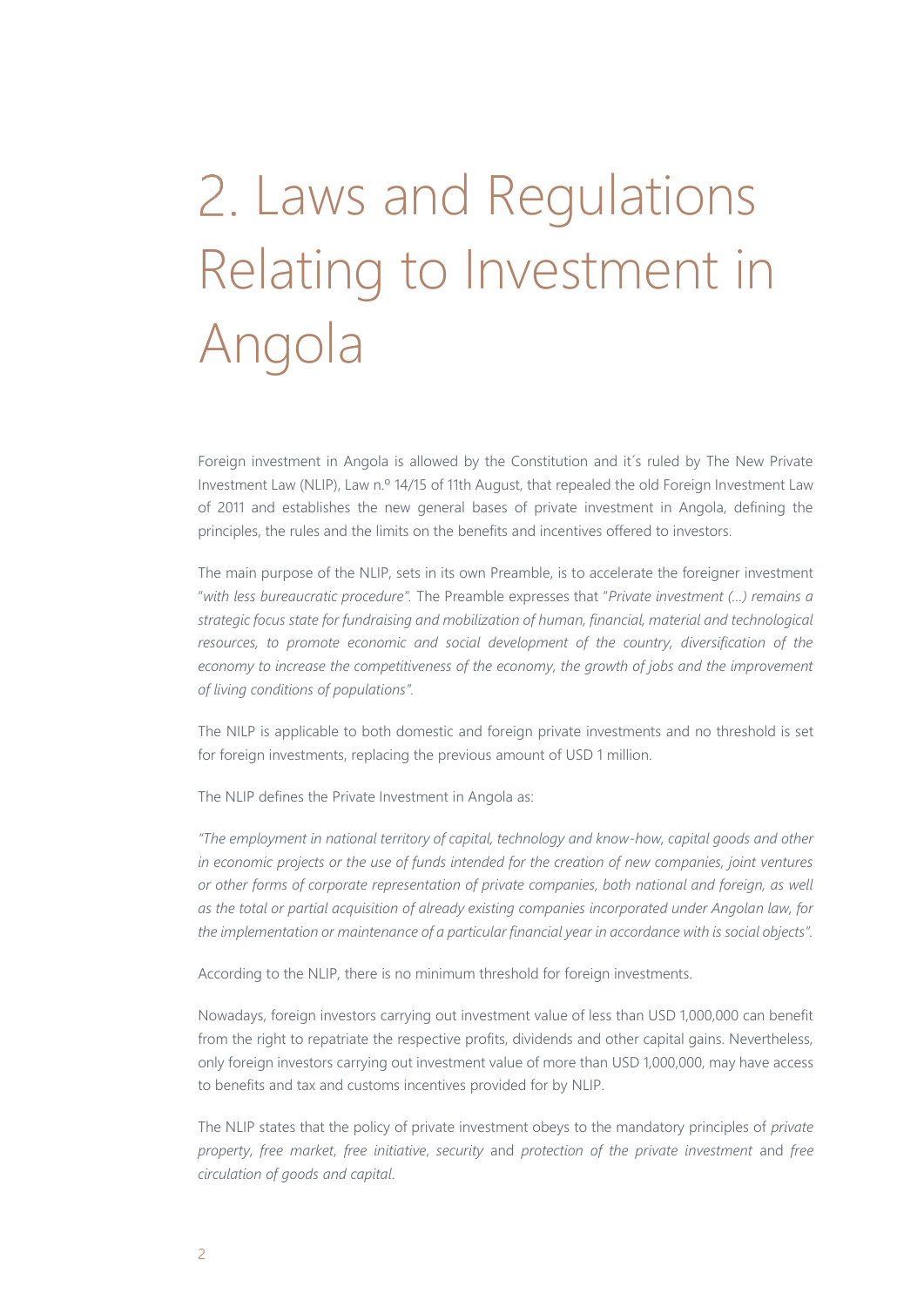# 2. Laws and Regulations Relating to Investment in Angola

Foreign investment in Angola is allowed by the Constitution and it´s ruled by The New Private Investment Law (NLIP), Law n.º 14/15 of 11th August, that repealed the old Foreign Investment Law of 2011 and establishes the new general bases of private investment in Angola, defining the principles, the rules and the limits on the benefits and incentives offered to investors.

The main purpose of the NLIP, sets in its own Preamble, is to accelerate the foreigner investment "*with less bureaucratic procedure*". The Preamble expresses that "*Private investment (...) remains a strategic focus state for fundraising and mobilization of human, financial, material and technological resources, to promote economic and social development of the country, diversification of the economy to increase the competitiveness of the economy, the growth of jobs and the improvement of living conditions of populations*".

The NILP is applicable to both domestic and foreign private investments and no threshold is set for foreign investments, replacing the previous amount of USD 1 million.

The NLIP defines the Private Investment in Angola as:

*"The employment in national territory of capital, technology and know-how, capital goods and other in economic projects or the use of funds intended for the creation of new companies, joint ventures or other forms of corporate representation of private companies, both national and foreign, as well as the total or partial acquisition of already existing companies incorporated under Angolan law, for the implementation or maintenance of a particular financial year in accordance with is social objects".*

According to the NLIP, there is no minimum threshold for foreign investments.

Nowadays, foreign investors carrying out investment value of less than USD 1,000,000 can benefit from the right to repatriate the respective profits, dividends and other capital gains. Nevertheless, only foreign investors carrying out investment value of more than USD 1,000,000, may have access to benefits and tax and customs incentives provided for by NLIP.

The NLIP states that the policy of private investment obeys to the mandatory principles of *private property*, *free market*, *free initiative*, *security* and *protection of the private investment* and *free circulation of goods and capital*.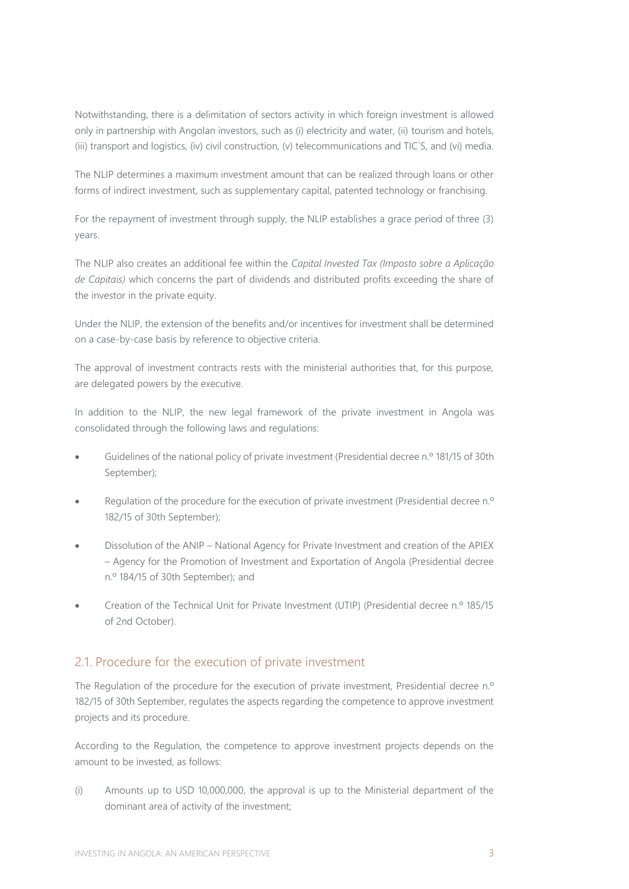Notwithstanding, there is a delimitation of sectors activity in which foreign investment is allowed only in partnership with Angolan investors, such as (i) electricity and water, (ii) tourism and hotels, (iii) transport and logistics, (iv) civil construction, (v) telecommunications and TIC´S, and (vi) media.

The NLIP determines a maximum investment amount that can be realized through loans or other forms of indirect investment, such as supplementary capital, patented technology or franchising.

For the repayment of investment through supply, the NLIP establishes a grace period of three (3) years.

The NLIP also creates an additional fee within the *Capital Invested Tax (Imposto sobre a Aplicação de Capitais)* which concerns the part of dividends and distributed profits exceeding the share of the investor in the private equity.

Under the NLIP, the extension of the benefits and/or incentives for investment shall be determined on a case-by-case basis by reference to objective criteria.

The approval of investment contracts rests with the ministerial authorities that, for this purpose, are delegated powers by the executive.

In addition to the NLIP, the new legal framework of the private investment in Angola was consolidated through the following laws and regulations:

- Guidelines of the national policy of private investment (Presidential decree n.º 181/15 of 30th September);
- Regulation of the procedure for the execution of private investment (Presidential decree n.º 182/15 of 30th September);
- Dissolution of the ANIP – National Agency for Private Investment and creation of the APIEX – Agency for the Promotion of Investment and Exportation of Angola (Presidential decree n.º 184/15 of 30th September); and
- Creation of the Technical Unit for Private Investment (UTIP) (Presidential decree n.º 185/15 of 2nd October).

## 2.1. Procedure for the execution of private investment

The Regulation of the procedure for the execution of private investment, Presidential decree n.º 182/15 of 30th September, regulates the aspects regarding the competence to approve investment projects and its procedure.

According to the Regulation, the competence to approve investment projects depends on the amount to be invested, as follows:

(i) Amounts up to USD 10,000,000, the approval is up to the Ministerial department of the dominant area of activity of the investment;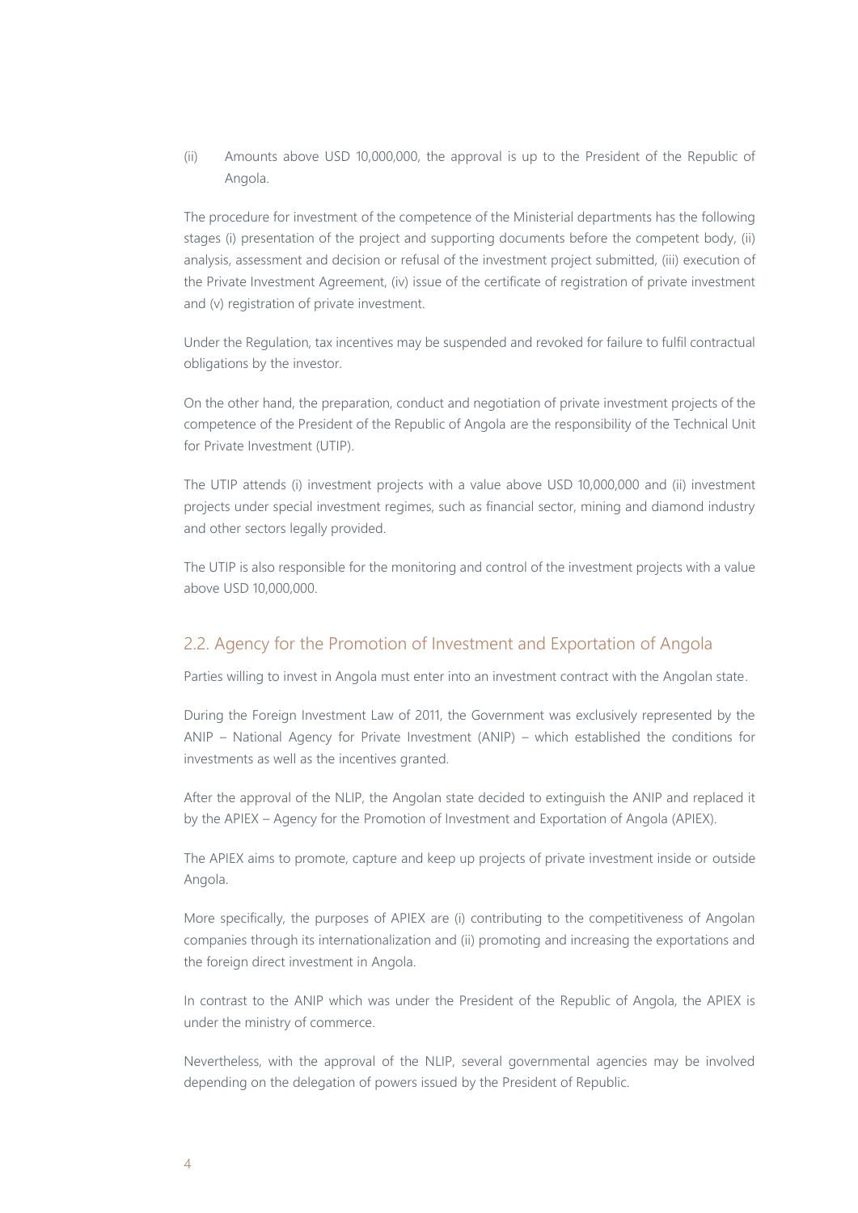(ii) Amounts above USD 10,000,000, the approval is up to the President of the Republic of Angola.

The procedure for investment of the competence of the Ministerial departments has the following stages (i) presentation of the project and supporting documents before the competent body, (ii) analysis, assessment and decision or refusal of the investment project submitted, (iii) execution of the Private Investment Agreement, (iv) issue of the certificate of registration of private investment and (v) registration of private investment.

Under the Regulation, tax incentives may be suspended and revoked for failure to fulfil contractual obligations by the investor.

On the other hand, the preparation, conduct and negotiation of private investment projects of the competence of the President of the Republic of Angola are the responsibility of the Technical Unit for Private Investment (UTIP).

The UTIP attends (i) investment projects with a value above USD 10,000,000 and (ii) investment projects under special investment regimes, such as financial sector, mining and diamond industry and other sectors legally provided.

The UTIP is also responsible for the monitoring and control of the investment projects with a value above USD 10,000,000.

## 2.2. Agency for the Promotion of Investment and Exportation of Angola

Parties willing to invest in Angola must enter into an investment contract with the Angolan state.

During the Foreign Investment Law of 2011, the Government was exclusively represented by the ANIP – National Agency for Private Investment (ANIP) – which established the conditions for investments as well as the incentives granted.

After the approval of the NLIP, the Angolan state decided to extinguish the ANIP and replaced it by the APIEX – Agency for the Promotion of Investment and Exportation of Angola (APIEX).

The APIEX aims to promote, capture and keep up projects of private investment inside or outside Angola.

More specifically, the purposes of APIEX are (i) contributing to the competitiveness of Angolan companies through its internationalization and (ii) promoting and increasing the exportations and the foreign direct investment in Angola.

In contrast to the ANIP which was under the President of the Republic of Angola, the APIEX is under the ministry of commerce.

Nevertheless, with the approval of the NLIP, several governmental agencies may be involved depending on the delegation of powers issued by the President of Republic.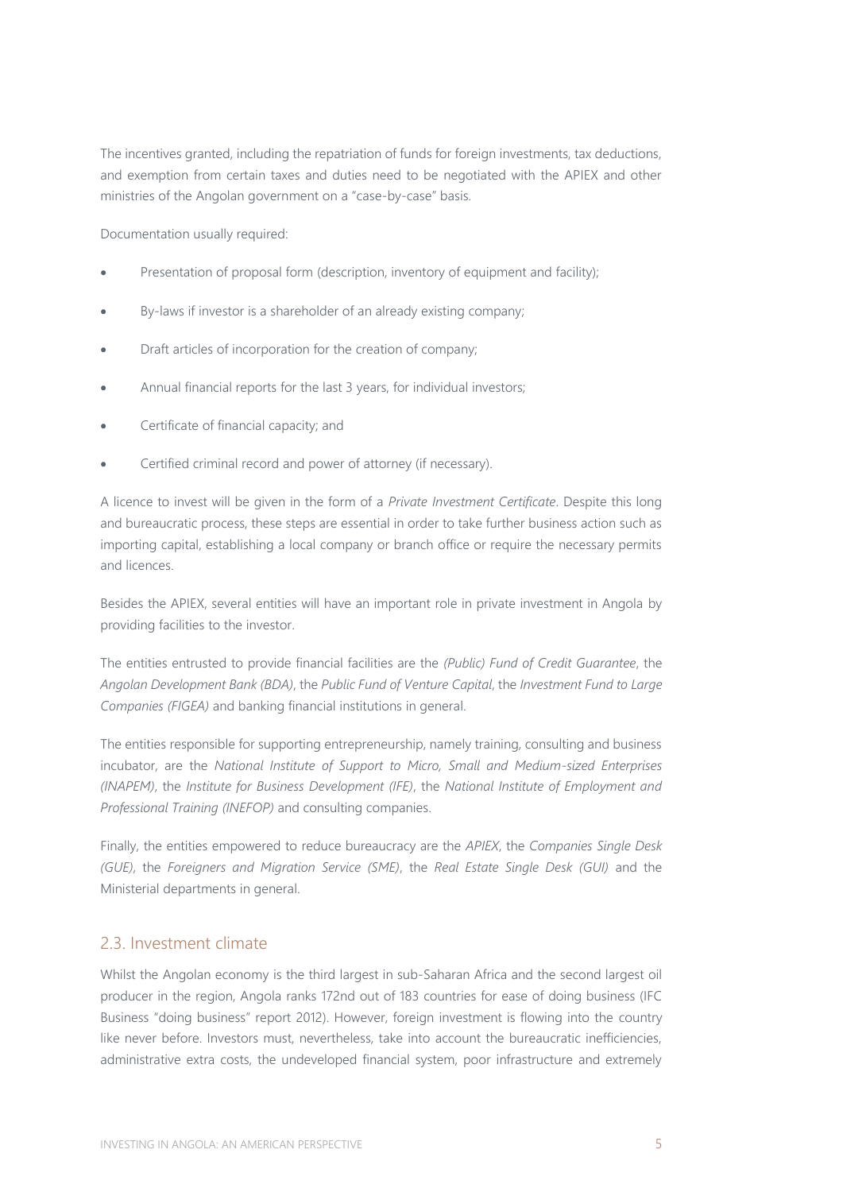The incentives granted, including the repatriation of funds for foreign investments, tax deductions, and exemption from certain taxes and duties need to be negotiated with the APIEX and other ministries of the Angolan government on a "case-by-case" basis.

Documentation usually required:

- Presentation of proposal form (description, inventory of equipment and facility);
- By-laws if investor is a shareholder of an already existing company;
- Draft articles of incorporation for the creation of company;
- Annual financial reports for the last 3 years, for individual investors;
- Certificate of financial capacity; and
- Certified criminal record and power of attorney (if necessary).

A licence to invest will be given in the form of a *Private Investment Certificate*. Despite this long and bureaucratic process, these steps are essential in order to take further business action such as importing capital, establishing a local company or branch office or require the necessary permits and licences.

Besides the APIEX, several entities will have an important role in private investment in Angola by providing facilities to the investor.

The entities entrusted to provide financial facilities are the *(Public) Fund of Credit Guarantee*, the *Angolan Development Bank (BDA)*, the *Public Fund of Venture Capital*, the *Investment Fund to Large Companies (FIGEA)* and banking financial institutions in general.

The entities responsible for supporting entrepreneurship, namely training, consulting and business incubator, are the *National Institute of Support to Micro, Small and Medium-sized Enterprises (INAPEM)*, the *Institute for Business Development (IFE)*, the *National Institute of Employment and Professional Training (INEFOP)* and consulting companies.

Finally, the entities empowered to reduce bureaucracy are the *APIEX*, the *Companies Single Desk (GUE)*, the *Foreigners and Migration Service (SME)*, the *Real Estate Single Desk (GUI)* and the Ministerial departments in general.

## 2.3. Investment climate

Whilst the Angolan economy is the third largest in sub-Saharan Africa and the second largest oil producer in the region, Angola ranks 172nd out of 183 countries for ease of doing business (IFC Business "doing business" report 2012). However, foreign investment is flowing into the country like never before. Investors must, nevertheless, take into account the bureaucratic inefficiencies, administrative extra costs, the undeveloped financial system, poor infrastructure and extremely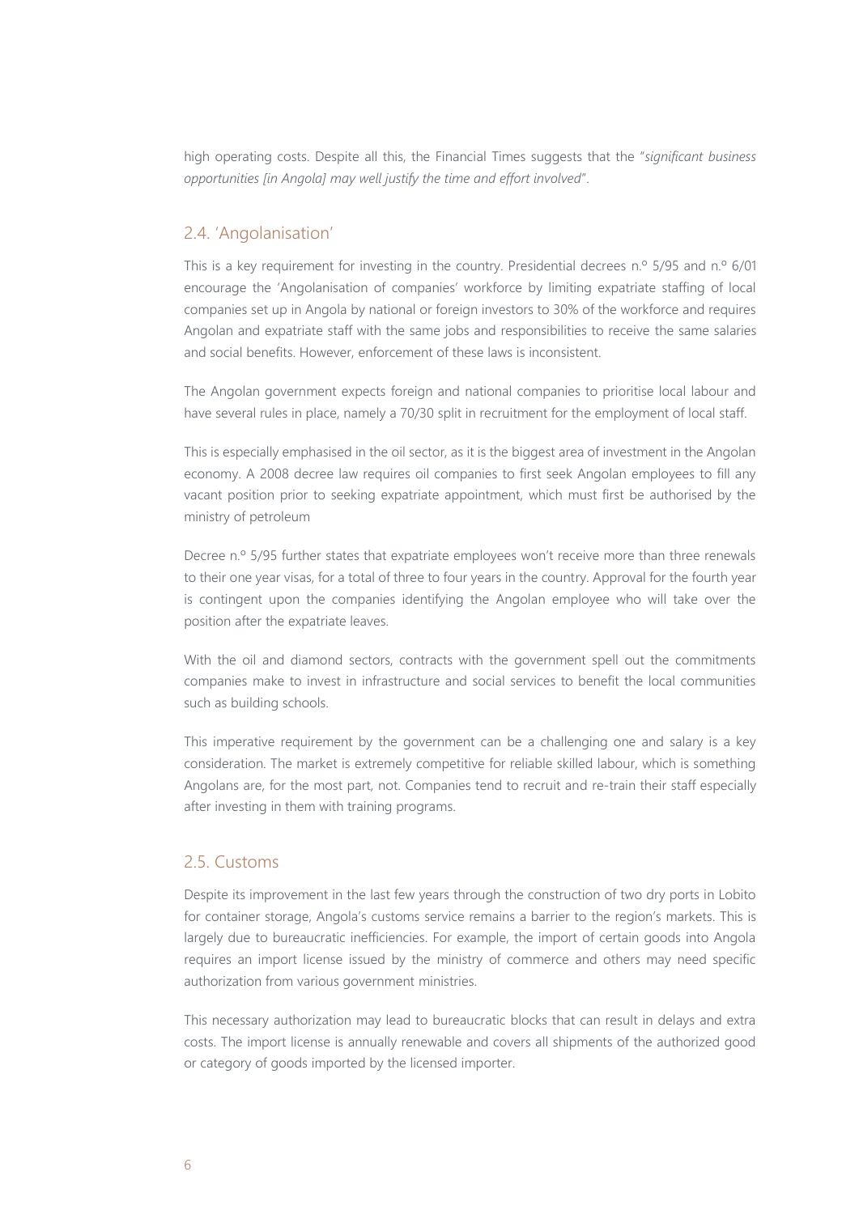high operating costs. Despite all this, the Financial Times suggests that the "*significant business opportunities [in Angola] may well justify the time and effort involved*".

## 2.4. 'Angolanisation'

This is a key requirement for investing in the country. Presidential decrees n.º 5/95 and n.º 6/01 encourage the 'Angolanisation of companies' workforce by limiting expatriate staffing of local companies set up in Angola by national or foreign investors to 30% of the workforce and requires Angolan and expatriate staff with the same jobs and responsibilities to receive the same salaries and social benefits. However, enforcement of these laws is inconsistent.

The Angolan government expects foreign and national companies to prioritise local labour and have several rules in place, namely a 70/30 split in recruitment for the employment of local staff.

This is especially emphasised in the oil sector, as it is the biggest area of investment in the Angolan economy. A 2008 decree law requires oil companies to first seek Angolan employees to fill any vacant position prior to seeking expatriate appointment, which must first be authorised by the ministry of petroleum

Decree n.º 5/95 further states that expatriate employees won't receive more than three renewals to their one year visas, for a total of three to four years in the country. Approval for the fourth year is contingent upon the companies identifying the Angolan employee who will take over the position after the expatriate leaves.

With the oil and diamond sectors, contracts with the government spell out the commitments companies make to invest in infrastructure and social services to benefit the local communities such as building schools.

This imperative requirement by the government can be a challenging one and salary is a key consideration. The market is extremely competitive for reliable skilled labour, which is something Angolans are, for the most part, not. Companies tend to recruit and re-train their staff especially after investing in them with training programs.

## 2.5. Customs

Despite its improvement in the last few years through the construction of two dry ports in Lobito for container storage, Angola's customs service remains a barrier to the region's markets. This is largely due to bureaucratic inefficiencies. For example, the import of certain goods into Angola requires an import license issued by the ministry of commerce and others may need specific authorization from various government ministries.

This necessary authorization may lead to bureaucratic blocks that can result in delays and extra costs. The import license is annually renewable and covers all shipments of the authorized good or category of goods imported by the licensed importer.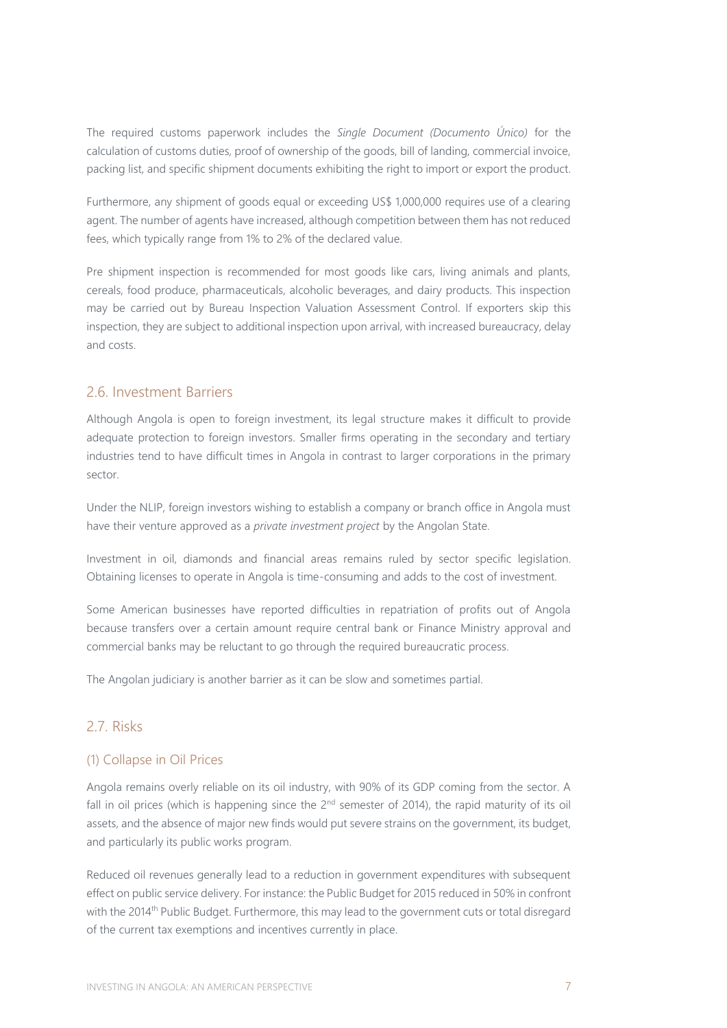The required customs paperwork includes the *Single Document (Documento Único)* for the calculation of customs duties, proof of ownership of the goods, bill of landing, commercial invoice, packing list, and specific shipment documents exhibiting the right to import or export the product.

Furthermore, any shipment of goods equal or exceeding US$ 1,000,000 requires use of a clearing agent. The number of agents have increased, although competition between them has not reduced fees, which typically range from 1% to 2% of the declared value.

Pre shipment inspection is recommended for most goods like cars, living animals and plants, cereals, food produce, pharmaceuticals, alcoholic beverages, and dairy products. This inspection may be carried out by Bureau Inspection Valuation Assessment Control. If exporters skip this inspection, they are subject to additional inspection upon arrival, with increased bureaucracy, delay and costs.

## 2.6. Investment Barriers

Although Angola is open to foreign investment, its legal structure makes it difficult to provide adequate protection to foreign investors. Smaller firms operating in the secondary and tertiary industries tend to have difficult times in Angola in contrast to larger corporations in the primary sector.

Under the NLIP, foreign investors wishing to establish a company or branch office in Angola must have their venture approved as a *private investment project* by the Angolan State.

Investment in oil, diamonds and financial areas remains ruled by sector specific legislation. Obtaining licenses to operate in Angola is time-consuming and adds to the cost of investment.

Some American businesses have reported difficulties in repatriation of profits out of Angola because transfers over a certain amount require central bank or Finance Ministry approval and commercial banks may be reluctant to go through the required bureaucratic process.

The Angolan judiciary is another barrier as it can be slow and sometimes partial.

## 2.7. Risks

### (1) Collapse in Oil Prices

Angola remains overly reliable on its oil industry, with 90% of its GDP coming from the sector. A fall in oil prices (which is happening since the 2nd semester of 2014), the rapid maturity of its oil assets, and the absence of major new finds would put severe strains on the government, its budget, and particularly its public works program.

Reduced oil revenues generally lead to a reduction in government expenditures with subsequent effect on public service delivery. For instance: the Public Budget for 2015 reduced in 50% in confront with the 2014th Public Budget. Furthermore, this may lead to the government cuts or total disregard of the current tax exemptions and incentives currently in place.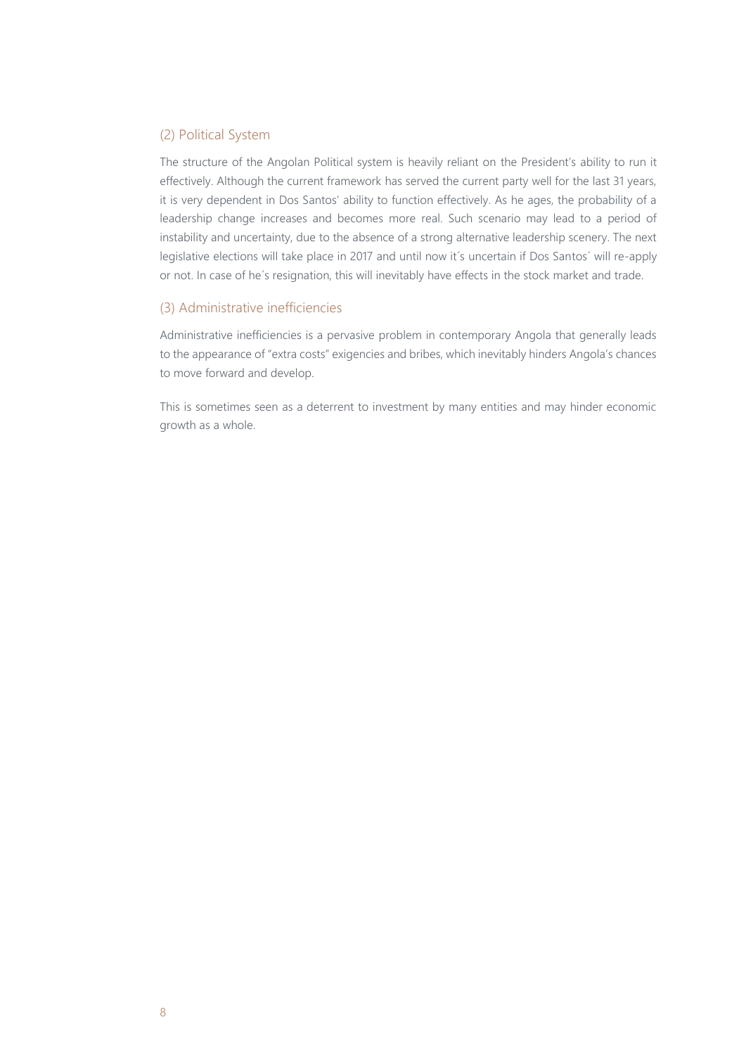## (2) Political System

The structure of the Angolan Political system is heavily reliant on the President's ability to run it effectively. Although the current framework has served the current party well for the last 31 years, it is very dependent in Dos Santos' ability to function effectively. As he ages, the probability of a leadership change increases and becomes more real. Such scenario may lead to a period of instability and uncertainty, due to the absence of a strong alternative leadership scenery. The next legislative elections will take place in 2017 and until now it´s uncertain if Dos Santos´ will re-apply or not. In case of he´s resignation, this will inevitably have effects in the stock market and trade.

## (3) Administrative inefficiencies

Administrative inefficiencies is a pervasive problem in contemporary Angola that generally leads to the appearance of "extra costs" exigencies and bribes, which inevitably hinders Angola's chances to move forward and develop.

This is sometimes seen as a deterrent to investment by many entities and may hinder economic growth as a whole.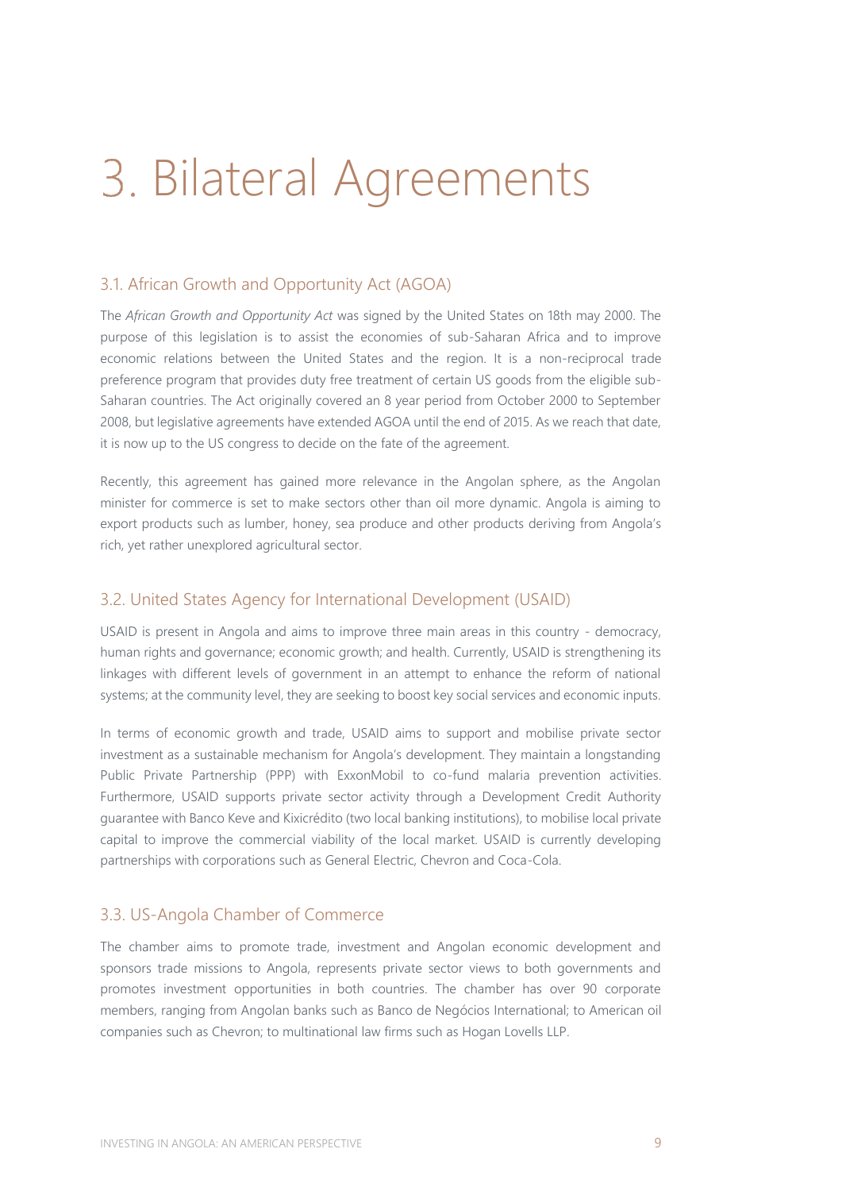# 3. Bilateral Agreements

## 3.1. African Growth and Opportunity Act (AGOA)

The *African Growth and Opportunity Act* was signed by the United States on 18th may 2000. The purpose of this legislation is to assist the economies of sub-Saharan Africa and to improve economic relations between the United States and the region. It is a non-reciprocal trade preference program that provides duty free treatment of certain US goods from the eligible sub-Saharan countries. The Act originally covered an 8 year period from October 2000 to September 2008, but legislative agreements have extended AGOA until the end of 2015. As we reach that date, it is now up to the US congress to decide on the fate of the agreement.

Recently, this agreement has gained more relevance in the Angolan sphere, as the Angolan minister for commerce is set to make sectors other than oil more dynamic. Angola is aiming to export products such as lumber, honey, sea produce and other products deriving from Angola's rich, yet rather unexplored agricultural sector.

## 3.2. United States Agency for International Development (USAID)

USAID is present in Angola and aims to improve three main areas in this country - democracy, human rights and governance; economic growth; and health. Currently, USAID is strengthening its linkages with different levels of government in an attempt to enhance the reform of national systems; at the community level, they are seeking to boost key social services and economic inputs.

In terms of economic growth and trade, USAID aims to support and mobilise private sector investment as a sustainable mechanism for Angola's development. They maintain a longstanding Public Private Partnership (PPP) with ExxonMobil to co-fund malaria prevention activities. Furthermore, USAID supports private sector activity through a Development Credit Authority guarantee with Banco Keve and Kixicrédito (two local banking institutions), to mobilise local private capital to improve the commercial viability of the local market. USAID is currently developing partnerships with corporations such as General Electric, Chevron and Coca-Cola.

## 3.3. US-Angola Chamber of Commerce

The chamber aims to promote trade, investment and Angolan economic development and sponsors trade missions to Angola, represents private sector views to both governments and promotes investment opportunities in both countries. The chamber has over 90 corporate members, ranging from Angolan banks such as Banco de Negócios International; to American oil companies such as Chevron; to multinational law firms such as Hogan Lovells LLP.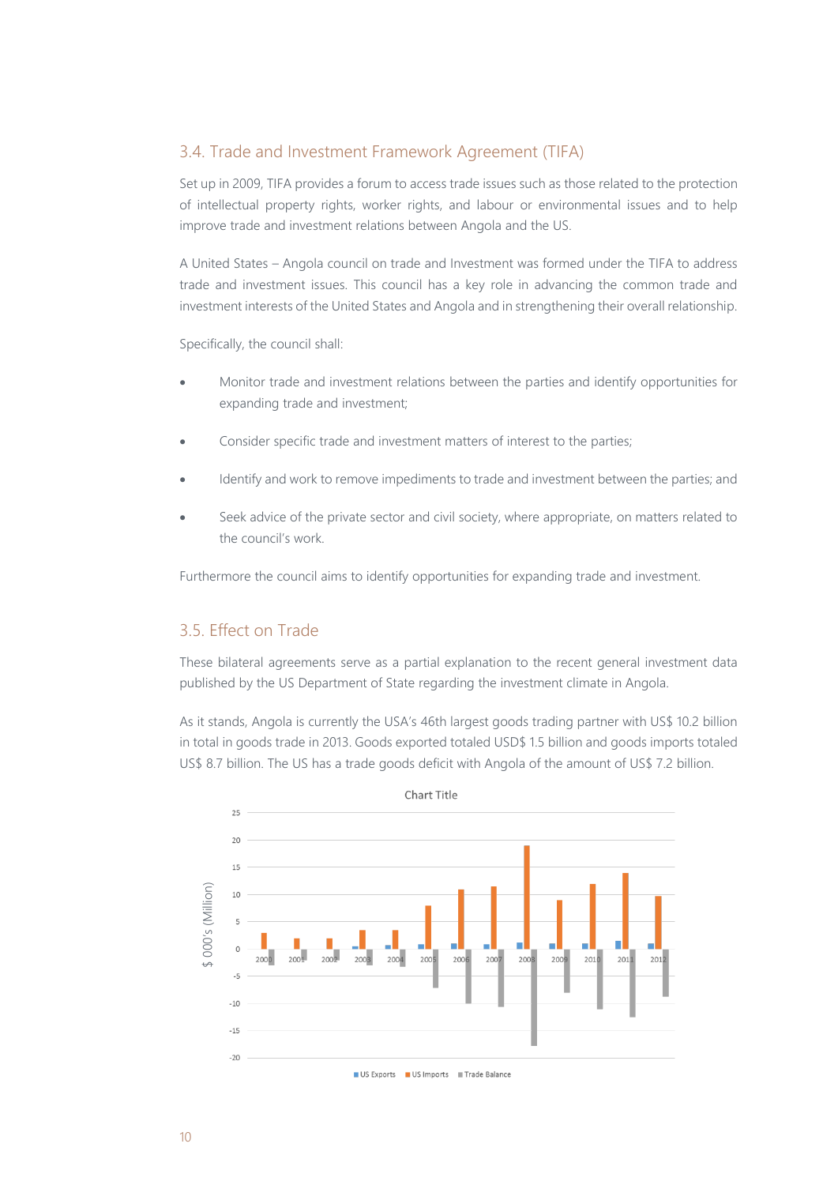## 3.4. Trade and Investment Framework Agreement (TIFA)

Set up in 2009, TIFA provides a forum to access trade issues such as those related to the protection of intellectual property rights, worker rights, and labour or environmental issues and to help improve trade and investment relations between Angola and the US.

A United States – Angola council on trade and Investment was formed under the TIFA to address trade and investment issues. This council has a key role in advancing the common trade and investment interests of the United States and Angola and in strengthening their overall relationship.

Specifically, the council shall:

- Monitor trade and investment relations between the parties and identify opportunities for expanding trade and investment;
- Consider specific trade and investment matters of interest to the parties;
- Identify and work to remove impediments to trade and investment between the parties; and
- Seek advice of the private sector and civil society, where appropriate, on matters related to the council's work.

Furthermore the council aims to identify opportunities for expanding trade and investment.

## 3.5. Effect on Trade

These bilateral agreements serve as a partial explanation to the recent general investment data published by the US Department of State regarding the investment climate in Angola.

As it stands, Angola is currently the USA's 46th largest goods trading partner with US$ 10.2 billion in total in goods trade in 2013. Goods exported totaled USD$ 1.5 billion and goods imports totaled US$ 8.7 billion. The US has a trade goods deficit with Angola of the amount of US$ 7.2 billion.

Chart Title

$ 000's (Million)

25
20
15
10
5
0
-5
-10
-15
-20

2000 2001 2002 2003 2004 2005 2006 2007 2008 2009 2010 2011 2012

US Exports US Imports Trade Balance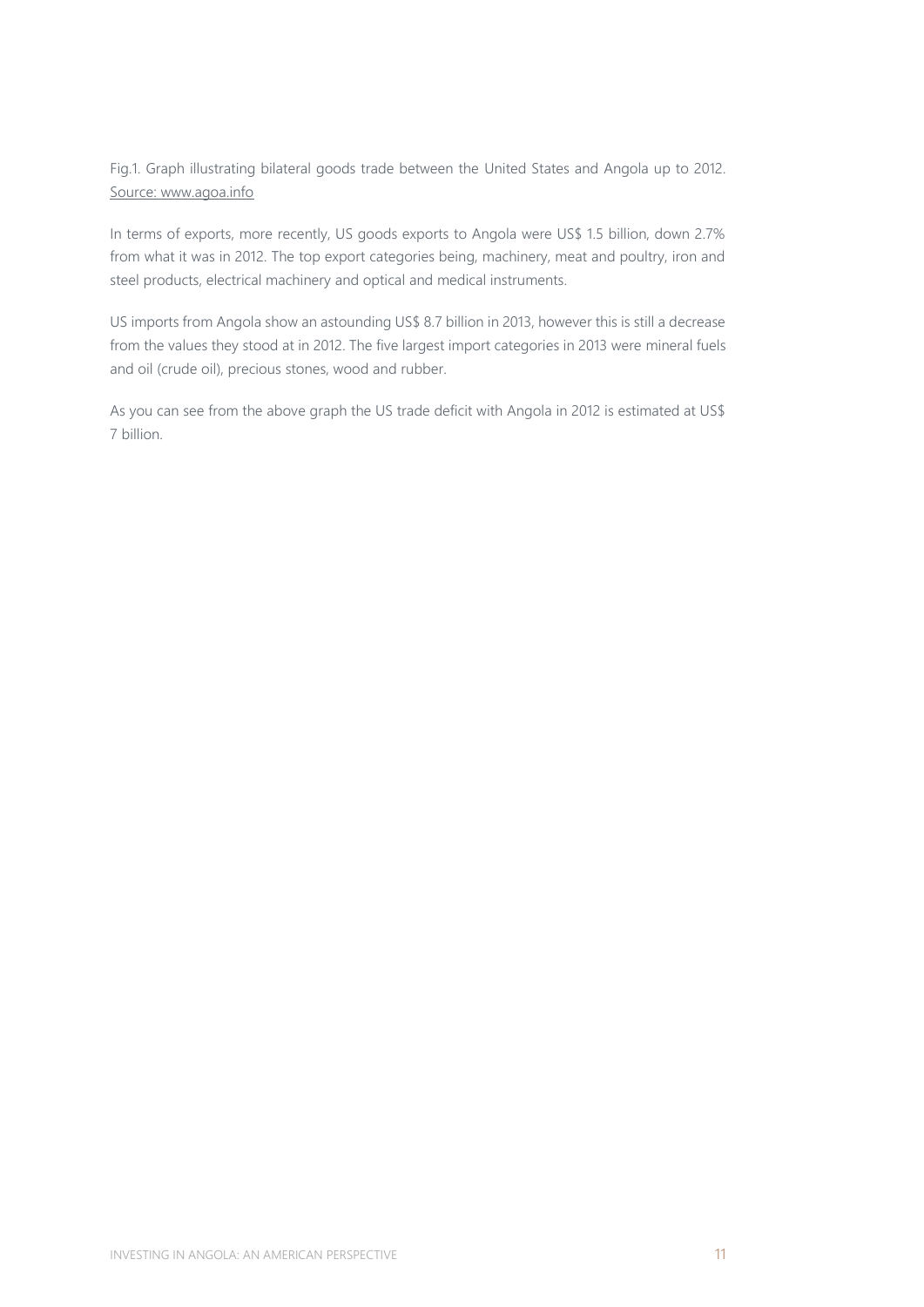Fig.1. Graph illustrating bilateral goods trade between the United States and Angola up to 2012. Source: www.agoa.info

In terms of exports, more recently, US goods exports to Angola were US$ 1.5 billion, down 2.7% from what it was in 2012. The top export categories being, machinery, meat and poultry, iron and steel products, electrical machinery and optical and medical instruments.

US imports from Angola show an astounding US$ 8.7 billion in 2013, however this is still a decrease from the values they stood at in 2012. The five largest import categories in 2013 were mineral fuels and oil (crude oil), precious stones, wood and rubber.

As you can see from the above graph the US trade deficit with Angola in 2012 is estimated at US$ 7 billion.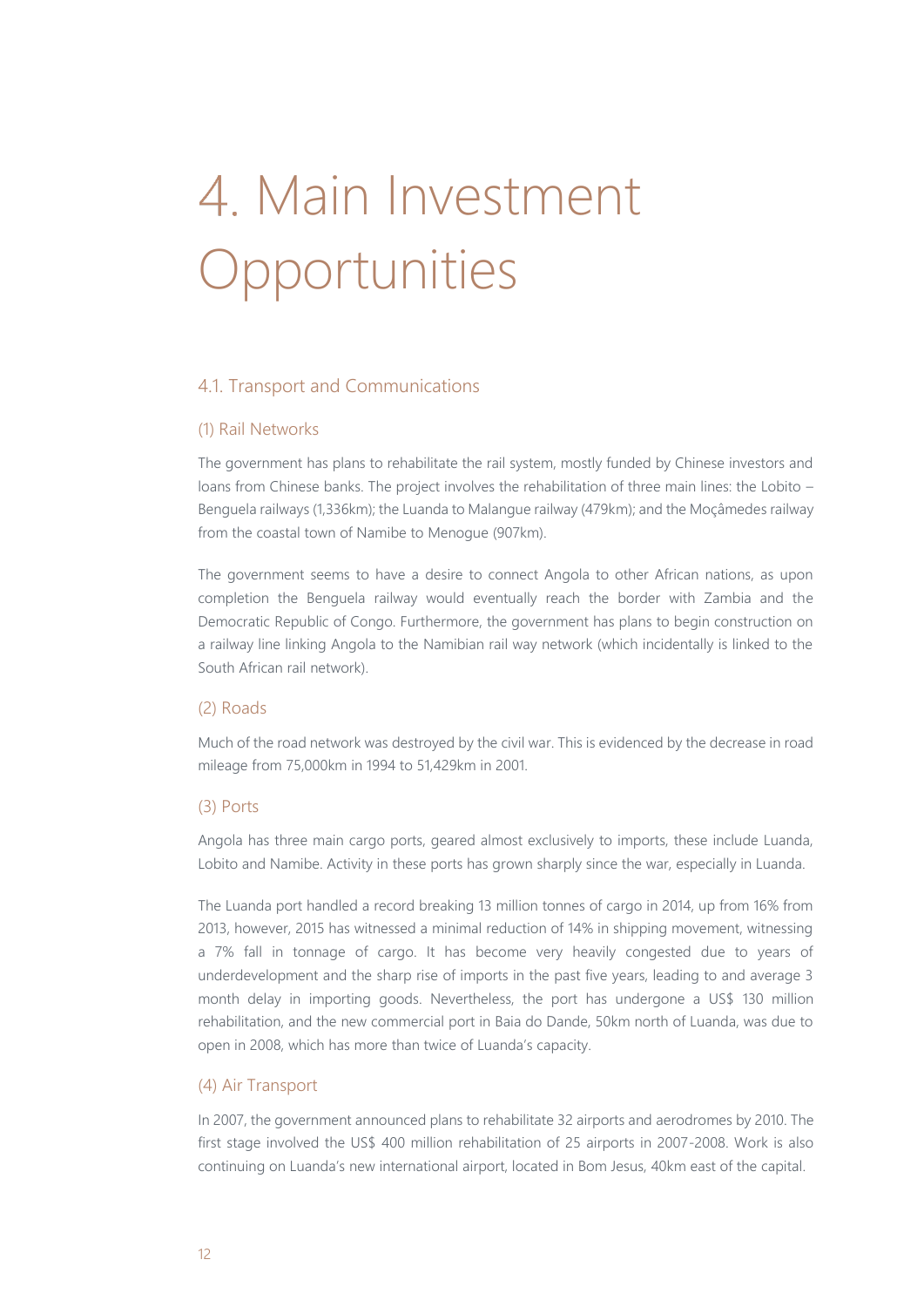# 4. Main Investment Opportunities

## 4.1. Transport and Communications

### (1) Rail Networks

The government has plans to rehabilitate the rail system, mostly funded by Chinese investors and loans from Chinese banks. The project involves the rehabilitation of three main lines: the Lobito – Benguela railways (1,336km); the Luanda to Malangue railway (479km); and the Moçâmedes railway from the coastal town of Namibe to Menogue (907km).

The government seems to have a desire to connect Angola to other African nations, as upon completion the Benguela railway would eventually reach the border with Zambia and the Democratic Republic of Congo. Furthermore, the government has plans to begin construction on a railway line linking Angola to the Namibian rail way network (which incidentally is linked to the South African rail network).

### (2) Roads

Much of the road network was destroyed by the civil war. This is evidenced by the decrease in road mileage from 75,000km in 1994 to 51,429km in 2001.

### (3) Ports

Angola has three main cargo ports, geared almost exclusively to imports, these include Luanda, Lobito and Namibe. Activity in these ports has grown sharply since the war, especially in Luanda.

The Luanda port handled a record breaking 13 million tonnes of cargo in 2014, up from 16% from 2013, however, 2015 has witnessed a minimal reduction of 14% in shipping movement, witnessing a 7% fall in tonnage of cargo. It has become very heavily congested due to years of underdevelopment and the sharp rise of imports in the past five years, leading to and average 3 month delay in importing goods. Nevertheless, the port has undergone a US$ 130 million rehabilitation, and the new commercial port in Baia do Dande, 50km north of Luanda, was due to open in 2008, which has more than twice of Luanda's capacity.

### (4) Air Transport

In 2007, the government announced plans to rehabilitate 32 airports and aerodromes by 2010. The first stage involved the US$ 400 million rehabilitation of 25 airports in 2007-2008. Work is also continuing on Luanda's new international airport, located in Bom Jesus, 40km east of the capital.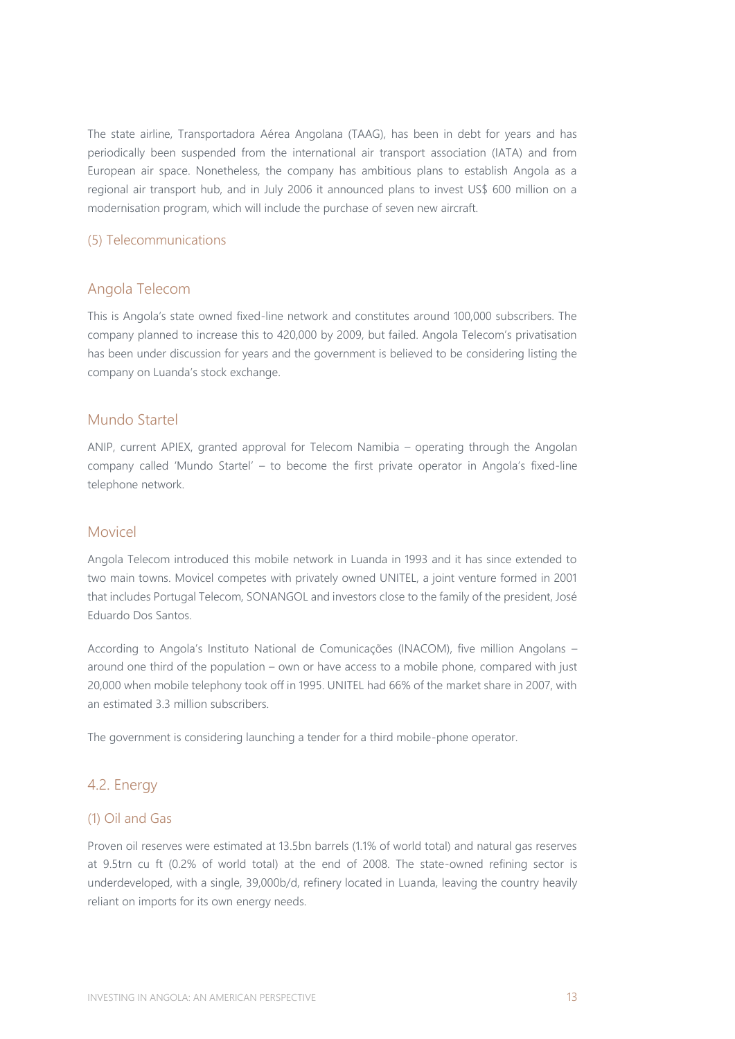The state airline, Transportadora Aérea Angolana (TAAG), has been in debt for years and has periodically been suspended from the international air transport association (IATA) and from European air space. Nonetheless, the company has ambitious plans to establish Angola as a regional air transport hub, and in July 2006 it announced plans to invest US$ 600 million on a modernisation program, which will include the purchase of seven new aircraft.

### (5) Telecommunications

## Angola Telecom

This is Angola's state owned fixed-line network and constitutes around 100,000 subscribers. The company planned to increase this to 420,000 by 2009, but failed. Angola Telecom's privatisation has been under discussion for years and the government is believed to be considering listing the company on Luanda's stock exchange.

## Mundo Startel

ANIP, current APIEX, granted approval for Telecom Namibia – operating through the Angolan company called 'Mundo Startel' – to become the first private operator in Angola's fixed-line telephone network.

## Movicel

Angola Telecom introduced this mobile network in Luanda in 1993 and it has since extended to two main towns. Movicel competes with privately owned UNITEL, a joint venture formed in 2001 that includes Portugal Telecom, SONANGOL and investors close to the family of the president, José Eduardo Dos Santos.

According to Angola's Instituto National de Comunicações (INACOM), five million Angolans – around one third of the population – own or have access to a mobile phone, compared with just 20,000 when mobile telephony took off in 1995. UNITEL had 66% of the market share in 2007, with an estimated 3.3 million subscribers.

The government is considering launching a tender for a third mobile-phone operator.

## 4.2. Energy

### (1) Oil and Gas

Proven oil reserves were estimated at 13.5bn barrels (1.1% of world total) and natural gas reserves at 9.5trn cu ft (0.2% of world total) at the end of 2008. The state-owned refining sector is underdeveloped, with a single, 39,000b/d, refinery located in Luanda, leaving the country heavily reliant on imports for its own energy needs.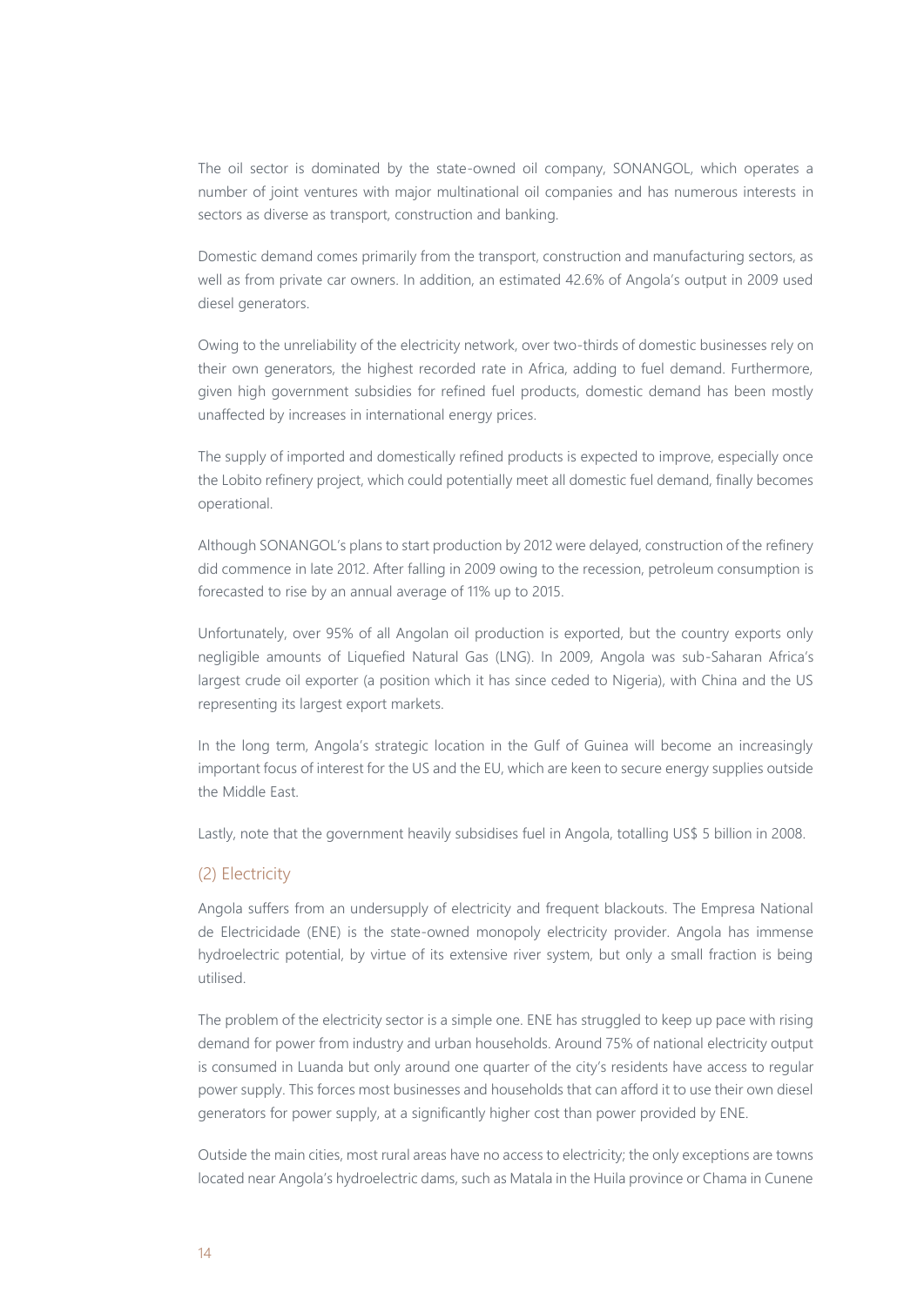The oil sector is dominated by the state-owned oil company, SONANGOL, which operates a number of joint ventures with major multinational oil companies and has numerous interests in sectors as diverse as transport, construction and banking.

Domestic demand comes primarily from the transport, construction and manufacturing sectors, as well as from private car owners. In addition, an estimated 42.6% of Angola's output in 2009 used diesel generators.

Owing to the unreliability of the electricity network, over two-thirds of domestic businesses rely on their own generators, the highest recorded rate in Africa, adding to fuel demand. Furthermore, given high government subsidies for refined fuel products, domestic demand has been mostly unaffected by increases in international energy prices.

The supply of imported and domestically refined products is expected to improve, especially once the Lobito refinery project, which could potentially meet all domestic fuel demand, finally becomes operational.

Although SONANGOL's plans to start production by 2012 were delayed, construction of the refinery did commence in late 2012. After falling in 2009 owing to the recession, petroleum consumption is forecasted to rise by an annual average of 11% up to 2015.

Unfortunately, over 95% of all Angolan oil production is exported, but the country exports only negligible amounts of Liquefied Natural Gas (LNG). In 2009, Angola was sub-Saharan Africa's largest crude oil exporter (a position which it has since ceded to Nigeria), with China and the US representing its largest export markets.

In the long term, Angola's strategic location in the Gulf of Guinea will become an increasingly important focus of interest for the US and the EU, which are keen to secure energy supplies outside the Middle East.

Lastly, note that the government heavily subsidises fuel in Angola, totalling US$ 5 billion in 2008.

### (2) Electricity

Angola suffers from an undersupply of electricity and frequent blackouts. The Empresa National de Electricidade (ENE) is the state-owned monopoly electricity provider. Angola has immense hydroelectric potential, by virtue of its extensive river system, but only a small fraction is being utilised.

The problem of the electricity sector is a simple one. ENE has struggled to keep up pace with rising demand for power from industry and urban households. Around 75% of national electricity output is consumed in Luanda but only around one quarter of the city's residents have access to regular power supply. This forces most businesses and households that can afford it to use their own diesel generators for power supply, at a significantly higher cost than power provided by ENE.

Outside the main cities, most rural areas have no access to electricity; the only exceptions are towns located near Angola's hydroelectric dams, such as Matala in the Huila province or Chama in Cunene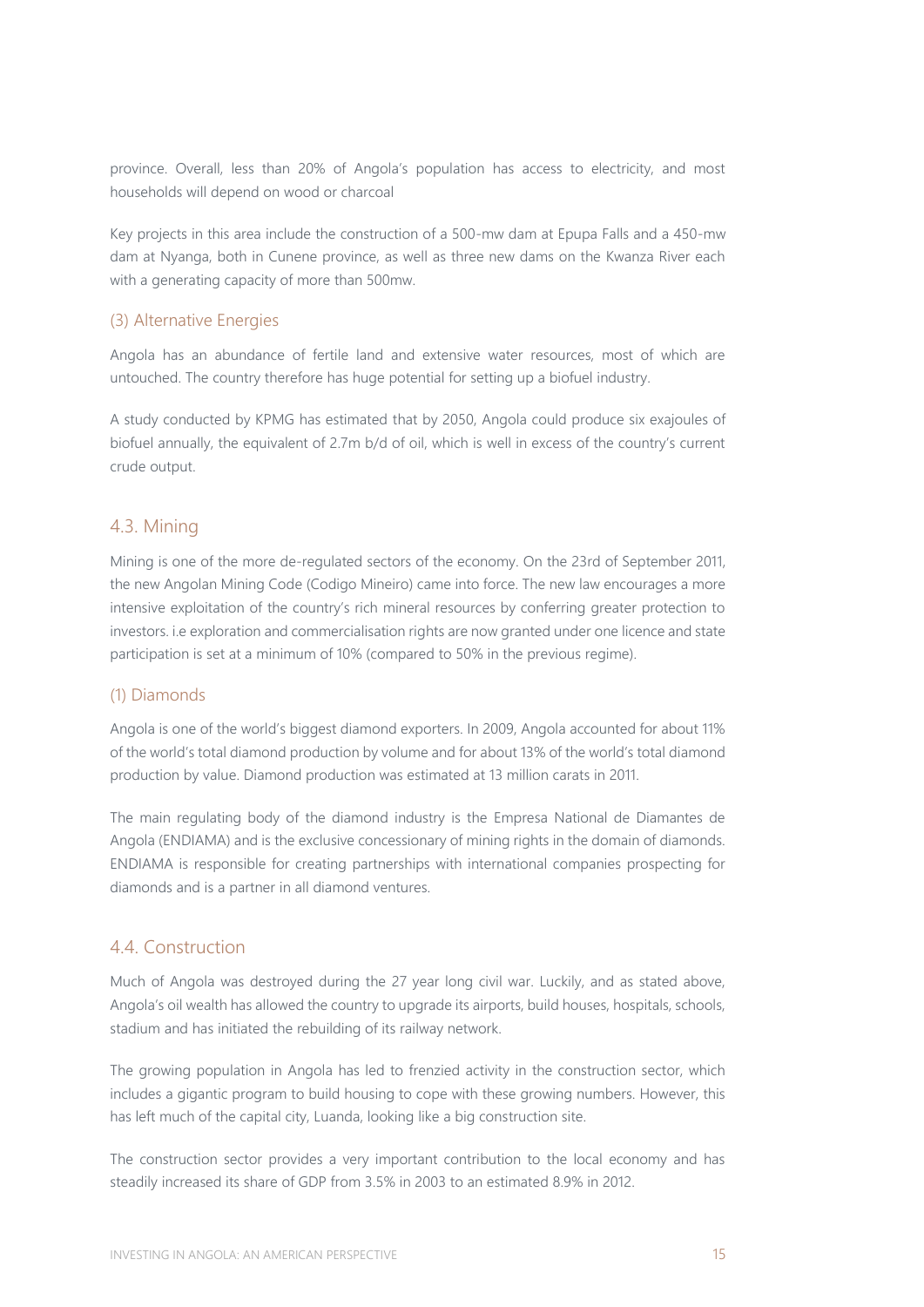province. Overall, less than 20% of Angola's population has access to electricity, and most households will depend on wood or charcoal

Key projects in this area include the construction of a 500-mw dam at Epupa Falls and a 450-mw dam at Nyanga, both in Cunene province, as well as three new dams on the Kwanza River each with a generating capacity of more than 500mw.

### (3) Alternative Energies

Angola has an abundance of fertile land and extensive water resources, most of which are untouched. The country therefore has huge potential for setting up a biofuel industry.

A study conducted by KPMG has estimated that by 2050, Angola could produce six exajoules of biofuel annually, the equivalent of 2.7m b/d of oil, which is well in excess of the country's current crude output.

## 4.3. Mining

Mining is one of the more de-regulated sectors of the economy. On the 23rd of September 2011, the new Angolan Mining Code (Codigo Mineiro) came into force. The new law encourages a more intensive exploitation of the country's rich mineral resources by conferring greater protection to investors. i.e exploration and commercialisation rights are now granted under one licence and state participation is set at a minimum of 10% (compared to 50% in the previous regime).

### (1) Diamonds

Angola is one of the world's biggest diamond exporters. In 2009, Angola accounted for about 11% of the world's total diamond production by volume and for about 13% of the world's total diamond production by value. Diamond production was estimated at 13 million carats in 2011.

The main regulating body of the diamond industry is the Empresa National de Diamantes de Angola (ENDIAMA) and is the exclusive concessionary of mining rights in the domain of diamonds. ENDIAMA is responsible for creating partnerships with international companies prospecting for diamonds and is a partner in all diamond ventures.

## 4.4. Construction

Much of Angola was destroyed during the 27 year long civil war. Luckily, and as stated above, Angola's oil wealth has allowed the country to upgrade its airports, build houses, hospitals, schools, stadium and has initiated the rebuilding of its railway network.

The growing population in Angola has led to frenzied activity in the construction sector, which includes a gigantic program to build housing to cope with these growing numbers. However, this has left much of the capital city, Luanda, looking like a big construction site.

The construction sector provides a very important contribution to the local economy and has steadily increased its share of GDP from 3.5% in 2003 to an estimated 8.9% in 2012.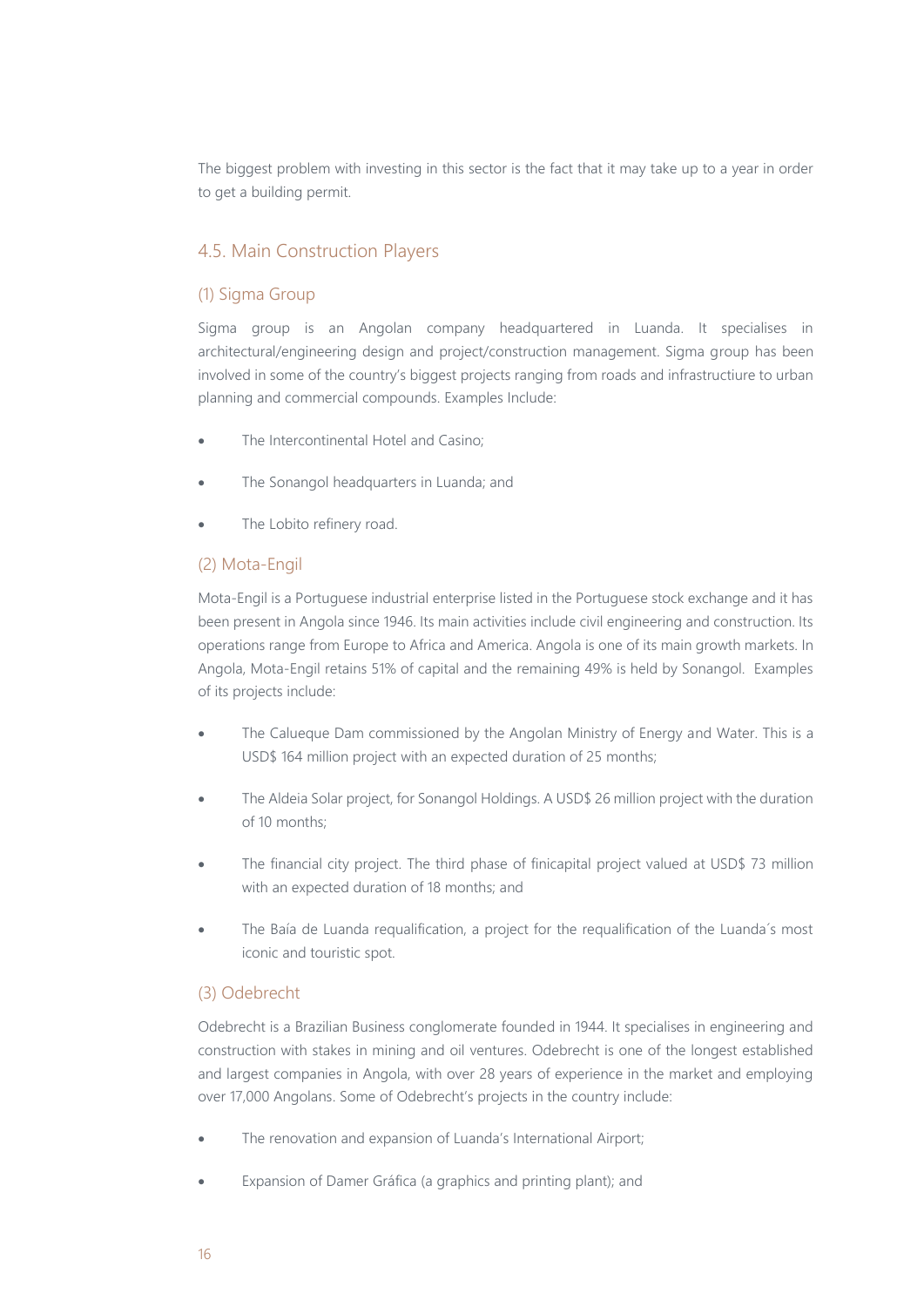The biggest problem with investing in this sector is the fact that it may take up to a year in order to get a building permit.

## 4.5. Main Construction Players

### (1) Sigma Group

Sigma group is an Angolan company headquartered in Luanda. It specialises in architectural/engineering design and project/construction management. Sigma group has been involved in some of the country's biggest projects ranging from roads and infrastructiure to urban planning and commercial compounds. Examples Include:

- The Intercontinental Hotel and Casino;
- The Sonangol headquarters in Luanda; and
- The Lobito refinery road.

### (2) Mota-Engil

Mota-Engil is a Portuguese industrial enterprise listed in the Portuguese stock exchange and it has been present in Angola since 1946. Its main activities include civil engineering and construction. Its operations range from Europe to Africa and America. Angola is one of its main growth markets. In Angola, Mota-Engil retains 51% of capital and the remaining 49% is held by Sonangol. Examples of its projects include:

- The Calueque Dam commissioned by the Angolan Ministry of Energy and Water. This is a USD$ 164 million project with an expected duration of 25 months;
- The Aldeia Solar project, for Sonangol Holdings. A USD$ 26 million project with the duration of 10 months;
- The financial city project. The third phase of finicapital project valued at USD$ 73 million with an expected duration of 18 months; and
- The Baía de Luanda requalification, a project for the requalification of the Luanda´s most iconic and touristic spot.

### (3) Odebrecht

Odebrecht is a Brazilian Business conglomerate founded in 1944. It specialises in engineering and construction with stakes in mining and oil ventures. Odebrecht is one of the longest established and largest companies in Angola, with over 28 years of experience in the market and employing over 17,000 Angolans. Some of Odebrecht's projects in the country include:

- The renovation and expansion of Luanda's International Airport;
- Expansion of Damer Gráfica (a graphics and printing plant); and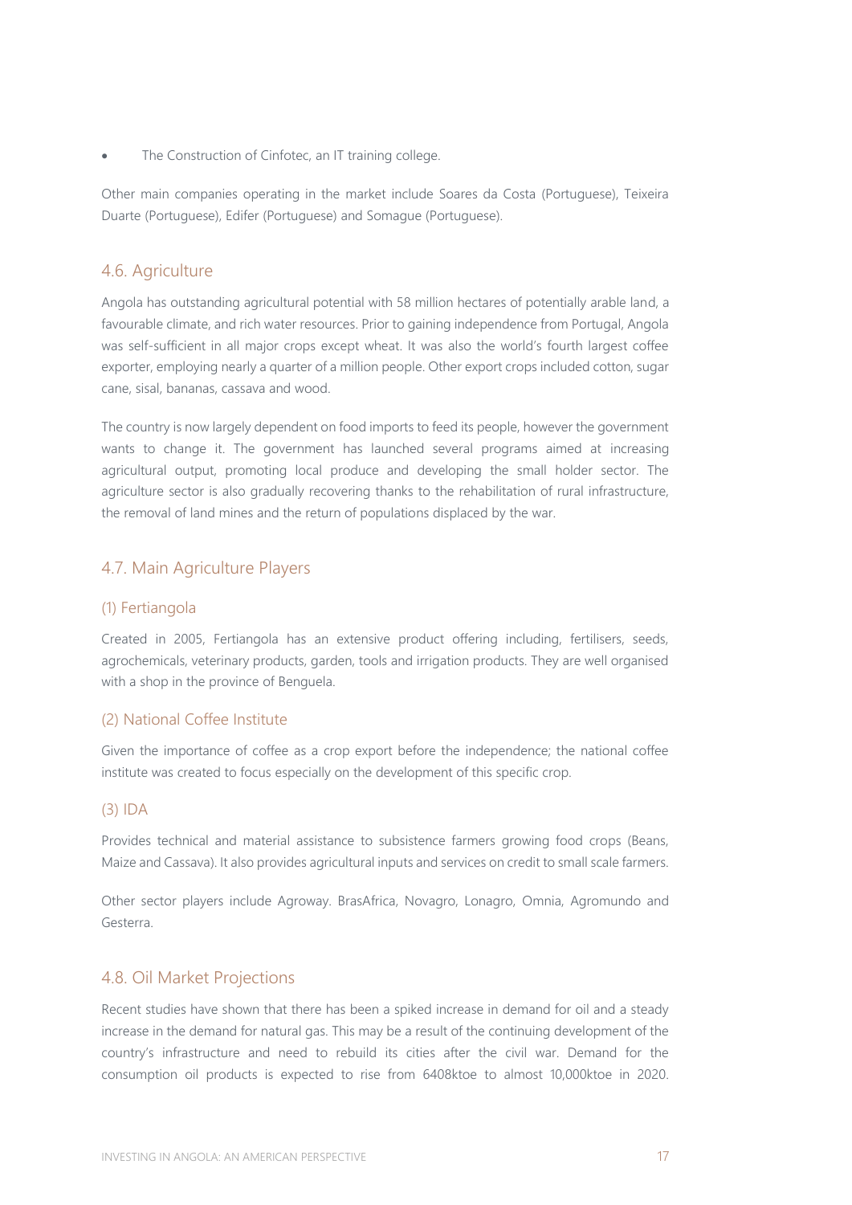- The Construction of Cinfotec, an IT training college.

Other main companies operating in the market include Soares da Costa (Portuguese), Teixeira Duarte (Portuguese), Edifer (Portuguese) and Somague (Portuguese).

## 4.6. Agriculture

Angola has outstanding agricultural potential with 58 million hectares of potentially arable land, a favourable climate, and rich water resources. Prior to gaining independence from Portugal, Angola was self-sufficient in all major crops except wheat. It was also the world's fourth largest coffee exporter, employing nearly a quarter of a million people. Other export crops included cotton, sugar cane, sisal, bananas, cassava and wood.

The country is now largely dependent on food imports to feed its people, however the government wants to change it. The government has launched several programs aimed at increasing agricultural output, promoting local produce and developing the small holder sector. The agriculture sector is also gradually recovering thanks to the rehabilitation of rural infrastructure, the removal of land mines and the return of populations displaced by the war.

## 4.7. Main Agriculture Players

### (1) Fertiangola

Created in 2005, Fertiangola has an extensive product offering including, fertilisers, seeds, agrochemicals, veterinary products, garden, tools and irrigation products. They are well organised with a shop in the province of Benguela.

### (2) National Coffee Institute

Given the importance of coffee as a crop export before the independence; the national coffee institute was created to focus especially on the development of this specific crop.

### (3) IDA

Provides technical and material assistance to subsistence farmers growing food crops (Beans, Maize and Cassava). It also provides agricultural inputs and services on credit to small scale farmers.

Other sector players include Agroway. BrasAfrica, Novagro, Lonagro, Omnia, Agromundo and Gesterra.

## 4.8. Oil Market Projections

Recent studies have shown that there has been a spiked increase in demand for oil and a steady increase in the demand for natural gas. This may be a result of the continuing development of the country's infrastructure and need to rebuild its cities after the civil war. Demand for the consumption oil products is expected to rise from 6408ktoe to almost 10,000ktoe in 2020.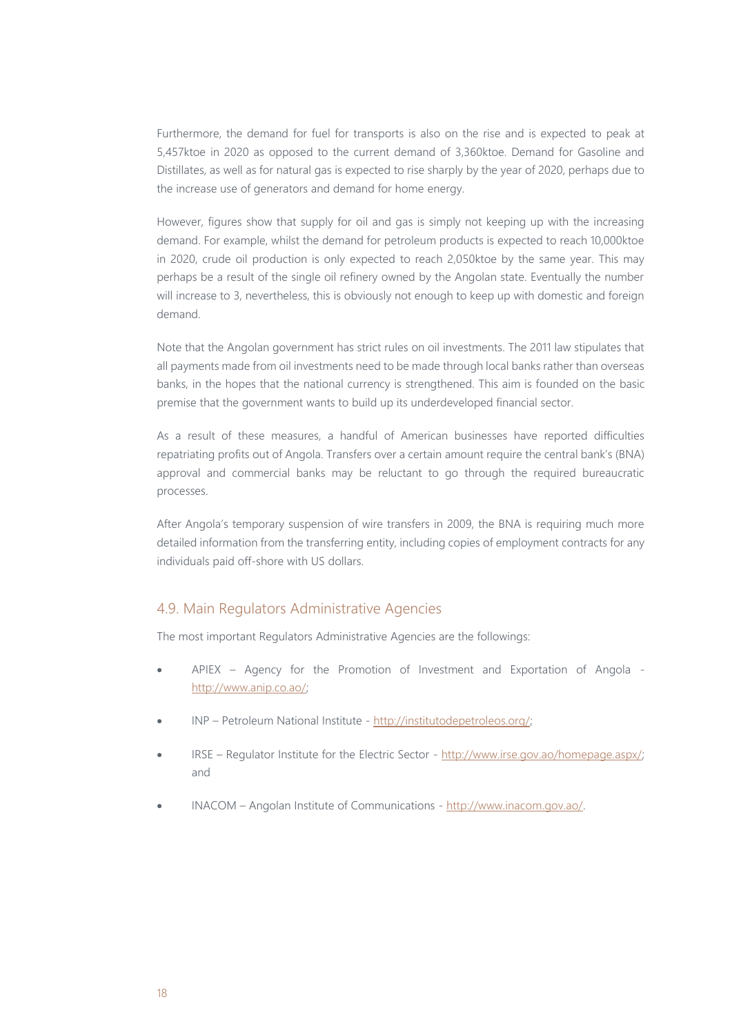Furthermore, the demand for fuel for transports is also on the rise and is expected to peak at 5,457ktoe in 2020 as opposed to the current demand of 3,360ktoe. Demand for Gasoline and Distillates, as well as for natural gas is expected to rise sharply by the year of 2020, perhaps due to the increase use of generators and demand for home energy.

However, figures show that supply for oil and gas is simply not keeping up with the increasing demand. For example, whilst the demand for petroleum products is expected to reach 10,000ktoe in 2020, crude oil production is only expected to reach 2,050ktoe by the same year. This may perhaps be a result of the single oil refinery owned by the Angolan state. Eventually the number will increase to 3, nevertheless, this is obviously not enough to keep up with domestic and foreign demand.

Note that the Angolan government has strict rules on oil investments. The 2011 law stipulates that all payments made from oil investments need to be made through local banks rather than overseas banks, in the hopes that the national currency is strengthened. This aim is founded on the basic premise that the government wants to build up its underdeveloped financial sector.

As a result of these measures, a handful of American businesses have reported difficulties repatriating profits out of Angola. Transfers over a certain amount require the central bank's (BNA) approval and commercial banks may be reluctant to go through the required bureaucratic processes.

After Angola's temporary suspension of wire transfers in 2009, the BNA is requiring much more detailed information from the transferring entity, including copies of employment contracts for any individuals paid off-shore with US dollars.

## 4.9. Main Regulators Administrative Agencies

The most important Regulators Administrative Agencies are the followings:

- APIEX – Agency for the Promotion of Investment and Exportation of Angola - http://www.anip.co.ao/;
- INP – Petroleum National Institute - http://institutodepetroleos.org/;
- IRSE – Regulator Institute for the Electric Sector - http://www.irse.gov.ao/homepage.aspx/; and
- INACOM – Angolan Institute of Communications - http://www.inacom.gov.ao/.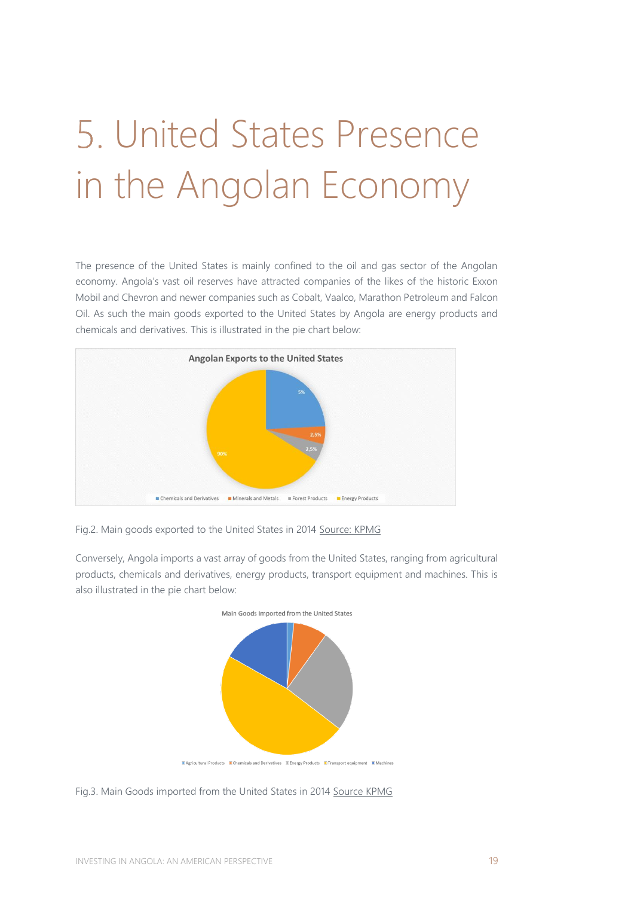# 5. United States Presence in the Angolan Economy

The presence of the United States is mainly confined to the oil and gas sector of the Angolan economy. Angola's vast oil reserves have attracted companies of the likes of the historic Exxon Mobil and Chevron and newer companies such as Cobalt, Vaalco, Marathon Petroleum and Falcon Oil. As such the main goods exported to the United States by Angola are energy products and chemicals and derivatives. This is illustrated in the pie chart below:

Fig.2. Main goods exported to the United States in 2014 Source: KPMG

Conversely, Angola imports a vast array of goods from the United States, ranging from agricultural products, chemicals and derivatives, energy products, transport equipment and machines. This is also illustrated in the pie chart below:

Fig.3. Main Goods imported from the United States in 2014 Source KPMG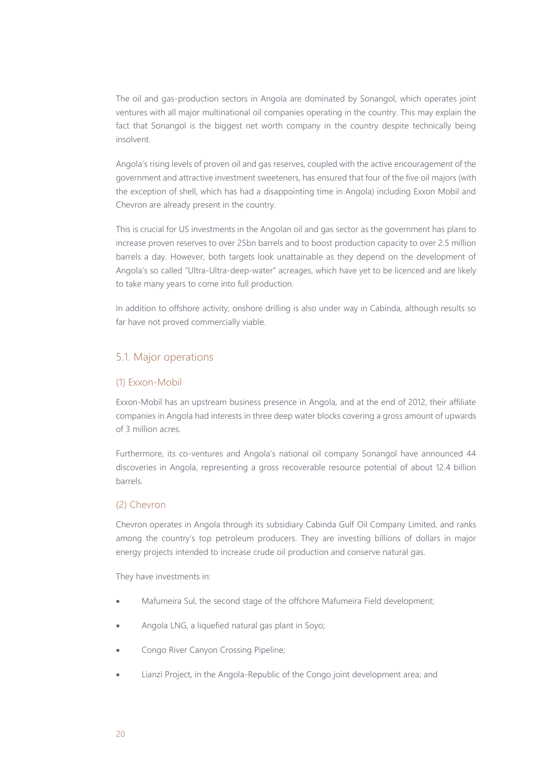The oil and gas-production sectors in Angola are dominated by Sonangol, which operates joint ventures with all major multinational oil companies operating in the country. This may explain the fact that Sonangol is the biggest net worth company in the country despite technically being insolvent.

Angola's rising levels of proven oil and gas reserves, coupled with the active encouragement of the government and attractive investment sweeteners, has ensured that four of the five oil majors (with the exception of shell, which has had a disappointing time in Angola) including Exxon Mobil and Chevron are already present in the country.

This is crucial for US investments in the Angolan oil and gas sector as the government has plans to increase proven reserves to over 25bn barrels and to boost production capacity to over 2.5 million barrels a day. However, both targets look unattainable as they depend on the development of Angola's so called "Ultra-Ultra-deep-water" acreages, which have yet to be licenced and are likely to take many years to come into full production.

In addition to offshore activity, onshore drilling is also under way in Cabinda, although results so far have not proved commercially viable.

## 5.1. Major operations

### (1) Exxon-Mobil

Exxon-Mobil has an upstream business presence in Angola, and at the end of 2012, their affiliate companies in Angola had interests in three deep water blocks covering a gross amount of upwards of 3 million acres.

Furthermore, its co-ventures and Angola's national oil company Sonangol have announced 44 discoveries in Angola, representing a gross recoverable resource potential of about 12.4 billion barrels.

### (2) Chevron

Chevron operates in Angola through its subsidiary Cabinda Gulf Oil Company Limited, and ranks among the country's top petroleum producers. They are investing billions of dollars in major energy projects intended to increase crude oil production and conserve natural gas.

They have investments in:

- Mafumeira Sul, the second stage of the offshore Mafumeira Field development;
- Angola LNG, a liquefied natural gas plant in Soyo;
- Congo River Canyon Crossing Pipeline;
- Lianzi Project, in the Angola-Republic of the Congo joint development area; and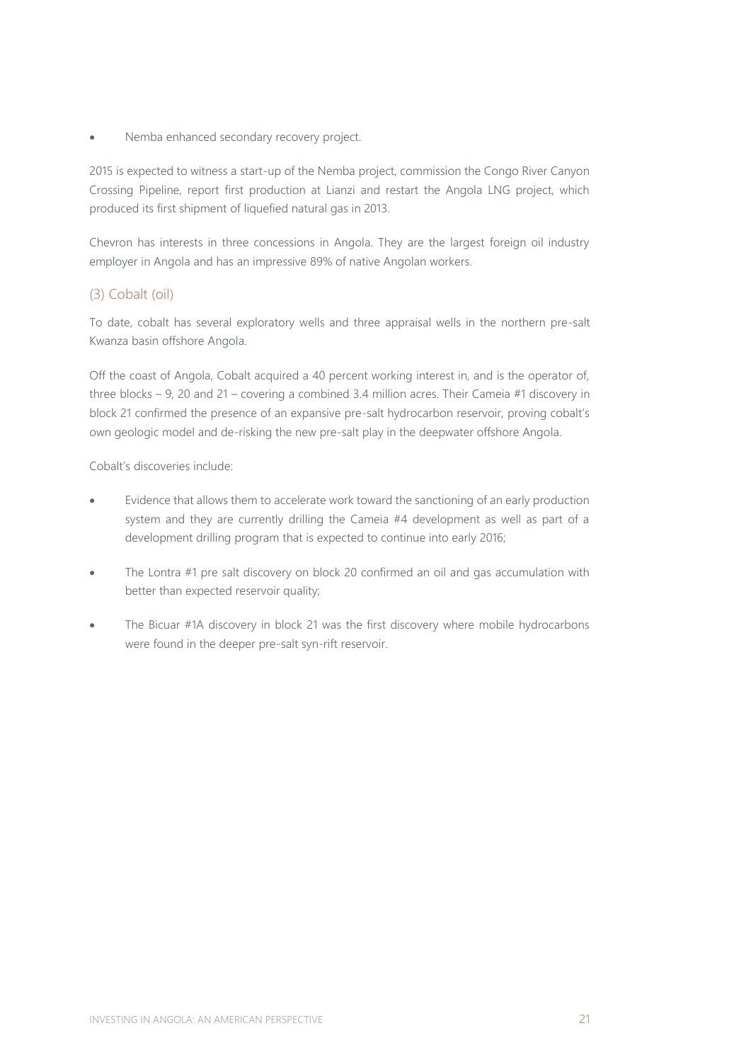- Nemba enhanced secondary recovery project.

2015 is expected to witness a start-up of the Nemba project, commission the Congo River Canyon Crossing Pipeline, report first production at Lianzi and restart the Angola LNG project, which produced its first shipment of liquefied natural gas in 2013.

Chevron has interests in three concessions in Angola. They are the largest foreign oil industry employer in Angola and has an impressive 89% of native Angolan workers.

### (3) Cobalt (oil)

To date, cobalt has several exploratory wells and three appraisal wells in the northern pre-salt Kwanza basin offshore Angola.

Off the coast of Angola, Cobalt acquired a 40 percent working interest in, and is the operator of, three blocks – 9, 20 and 21 – covering a combined 3.4 million acres. Their Cameia #1 discovery in block 21 confirmed the presence of an expansive pre-salt hydrocarbon reservoir, proving cobalt's own geologic model and de-risking the new pre-salt play in the deepwater offshore Angola.

Cobalt's discoveries include:

- Evidence that allows them to accelerate work toward the sanctioning of an early production system and they are currently drilling the Cameia #4 development as well as part of a development drilling program that is expected to continue into early 2016;
- The Lontra #1 pre salt discovery on block 20 confirmed an oil and gas accumulation with better than expected reservoir quality;
- The Bicuar #1A discovery in block 21 was the first discovery where mobile hydrocarbons were found in the deeper pre-salt syn-rift reservoir.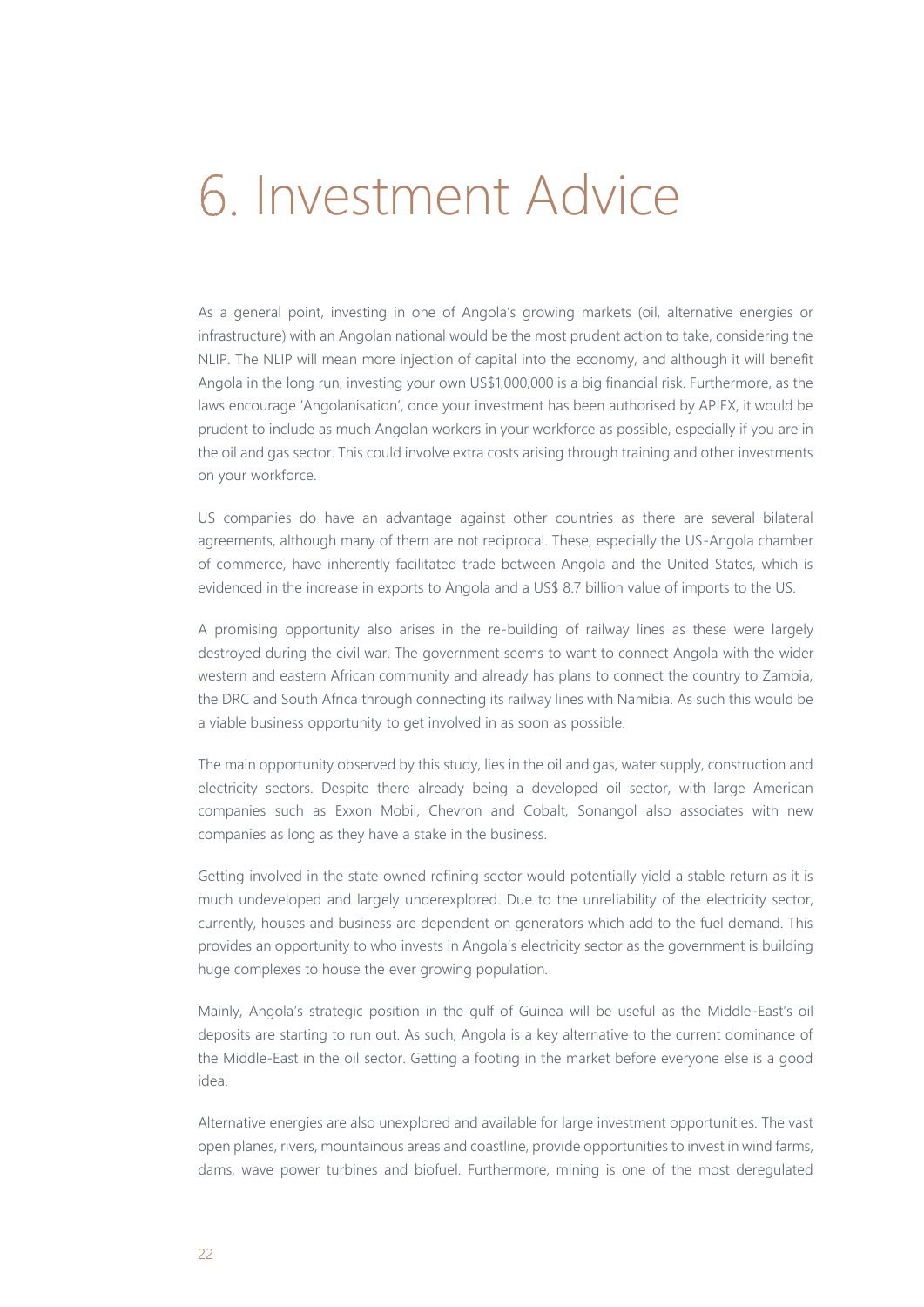# 6. Investment Advice

As a general point, investing in one of Angola's growing markets (oil, alternative energies or infrastructure) with an Angolan national would be the most prudent action to take, considering the NLIP. The NLIP will mean more injection of capital into the economy, and although it will benefit Angola in the long run, investing your own US$1,000,000 is a big financial risk. Furthermore, as the laws encourage 'Angolanisation', once your investment has been authorised by APIEX, it would be prudent to include as much Angolan workers in your workforce as possible, especially if you are in the oil and gas sector. This could involve extra costs arising through training and other investments on your workforce.

US companies do have an advantage against other countries as there are several bilateral agreements, although many of them are not reciprocal. These, especially the US-Angola chamber of commerce, have inherently facilitated trade between Angola and the United States, which is evidenced in the increase in exports to Angola and a US$ 8.7 billion value of imports to the US.

A promising opportunity also arises in the re-building of railway lines as these were largely destroyed during the civil war. The government seems to want to connect Angola with the wider western and eastern African community and already has plans to connect the country to Zambia, the DRC and South Africa through connecting its railway lines with Namibia. As such this would be a viable business opportunity to get involved in as soon as possible.

The main opportunity observed by this study, lies in the oil and gas, water supply, construction and electricity sectors. Despite there already being a developed oil sector, with large American companies such as Exxon Mobil, Chevron and Cobalt, Sonangol also associates with new companies as long as they have a stake in the business.

Getting involved in the state owned refining sector would potentially yield a stable return as it is much undeveloped and largely underexplored. Due to the unreliability of the electricity sector, currently, houses and business are dependent on generators which add to the fuel demand. This provides an opportunity to who invests in Angola's electricity sector as the government is building huge complexes to house the ever growing population.

Mainly, Angola's strategic position in the gulf of Guinea will be useful as the Middle-East's oil deposits are starting to run out. As such, Angola is a key alternative to the current dominance of the Middle-East in the oil sector. Getting a footing in the market before everyone else is a good idea.

Alternative energies are also unexplored and available for large investment opportunities. The vast open planes, rivers, mountainous areas and coastline, provide opportunities to invest in wind farms, dams, wave power turbines and biofuel. Furthermore, mining is one of the most deregulated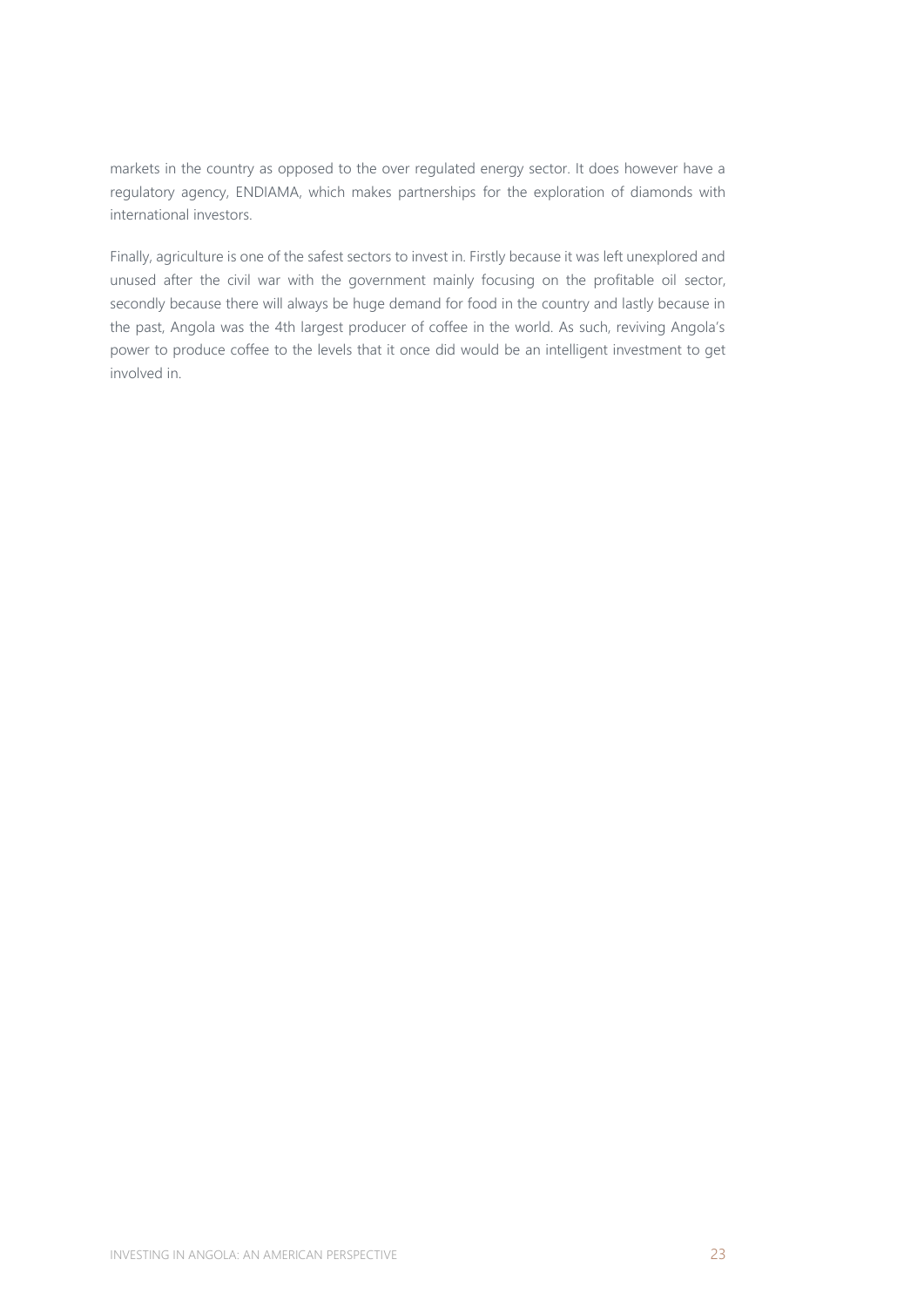markets in the country as opposed to the over regulated energy sector. It does however have a regulatory agency, ENDIAMA, which makes partnerships for the exploration of diamonds with international investors.

Finally, agriculture is one of the safest sectors to invest in. Firstly because it was left unexplored and unused after the civil war with the government mainly focusing on the profitable oil sector, secondly because there will always be huge demand for food in the country and lastly because in the past, Angola was the 4th largest producer of coffee in the world. As such, reviving Angola's power to produce coffee to the levels that it once did would be an intelligent investment to get involved in.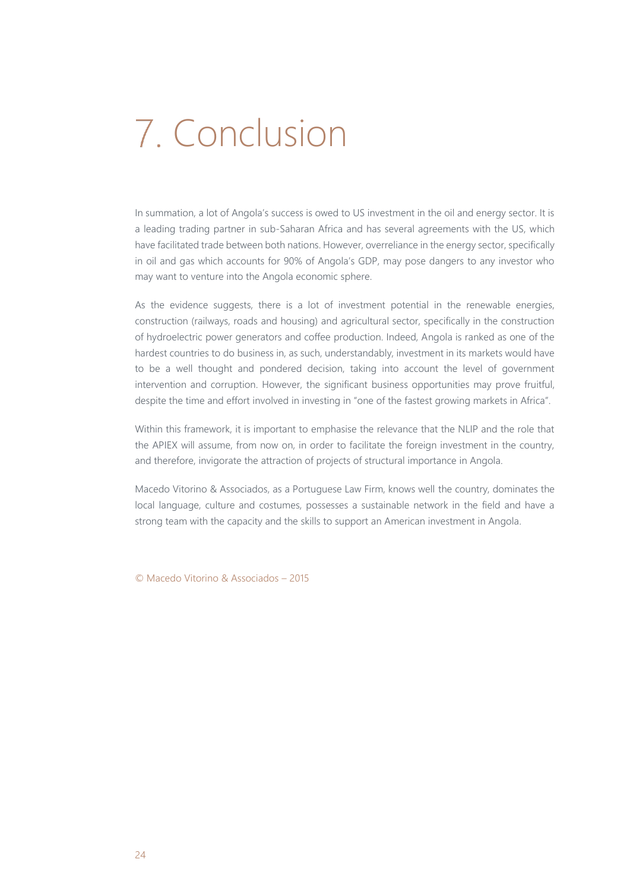# 7. Conclusion

In summation, a lot of Angola's success is owed to US investment in the oil and energy sector. It is a leading trading partner in sub-Saharan Africa and has several agreements with the US, which have facilitated trade between both nations. However, overreliance in the energy sector, specifically in oil and gas which accounts for 90% of Angola's GDP, may pose dangers to any investor who may want to venture into the Angola economic sphere.

As the evidence suggests, there is a lot of investment potential in the renewable energies, construction (railways, roads and housing) and agricultural sector, specifically in the construction of hydroelectric power generators and coffee production. Indeed, Angola is ranked as one of the hardest countries to do business in, as such, understandably, investment in its markets would have to be a well thought and pondered decision, taking into account the level of government intervention and corruption. However, the significant business opportunities may prove fruitful, despite the time and effort involved in investing in "one of the fastest growing markets in Africa".

Within this framework, it is important to emphasise the relevance that the NLIP and the role that the APIEX will assume, from now on, in order to facilitate the foreign investment in the country, and therefore, invigorate the attraction of projects of structural importance in Angola.

Macedo Vitorino & Associados, as a Portuguese Law Firm, knows well the country, dominates the local language, culture and costumes, possesses a sustainable network in the field and have a strong team with the capacity and the skills to support an American investment in Angola.

© Macedo Vitorino & Associados – 2015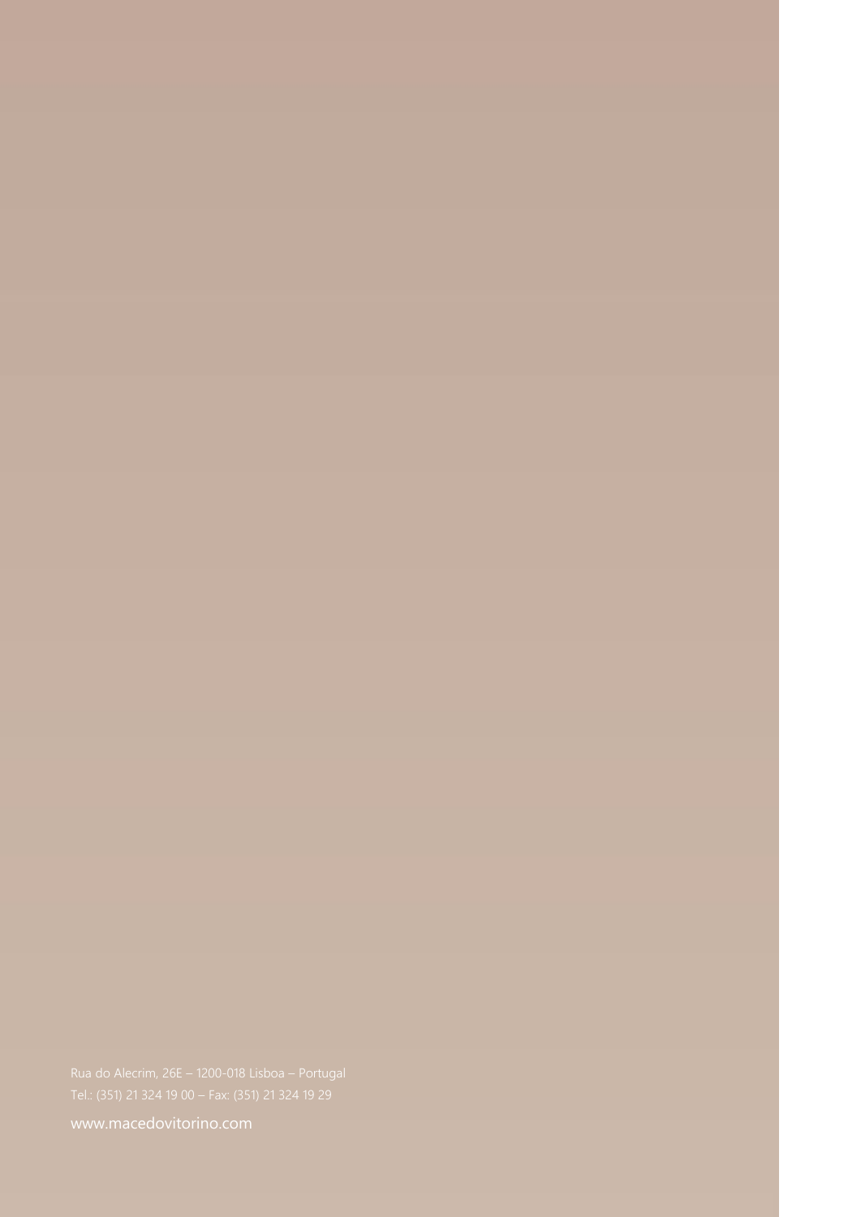Rua do Alecrim, 26E – 1200-018 Lisboa – Portugal
Tel.: (351) 21 324 19 00 – Fax: (351) 21 324 19 29

www.macedovitorino.com